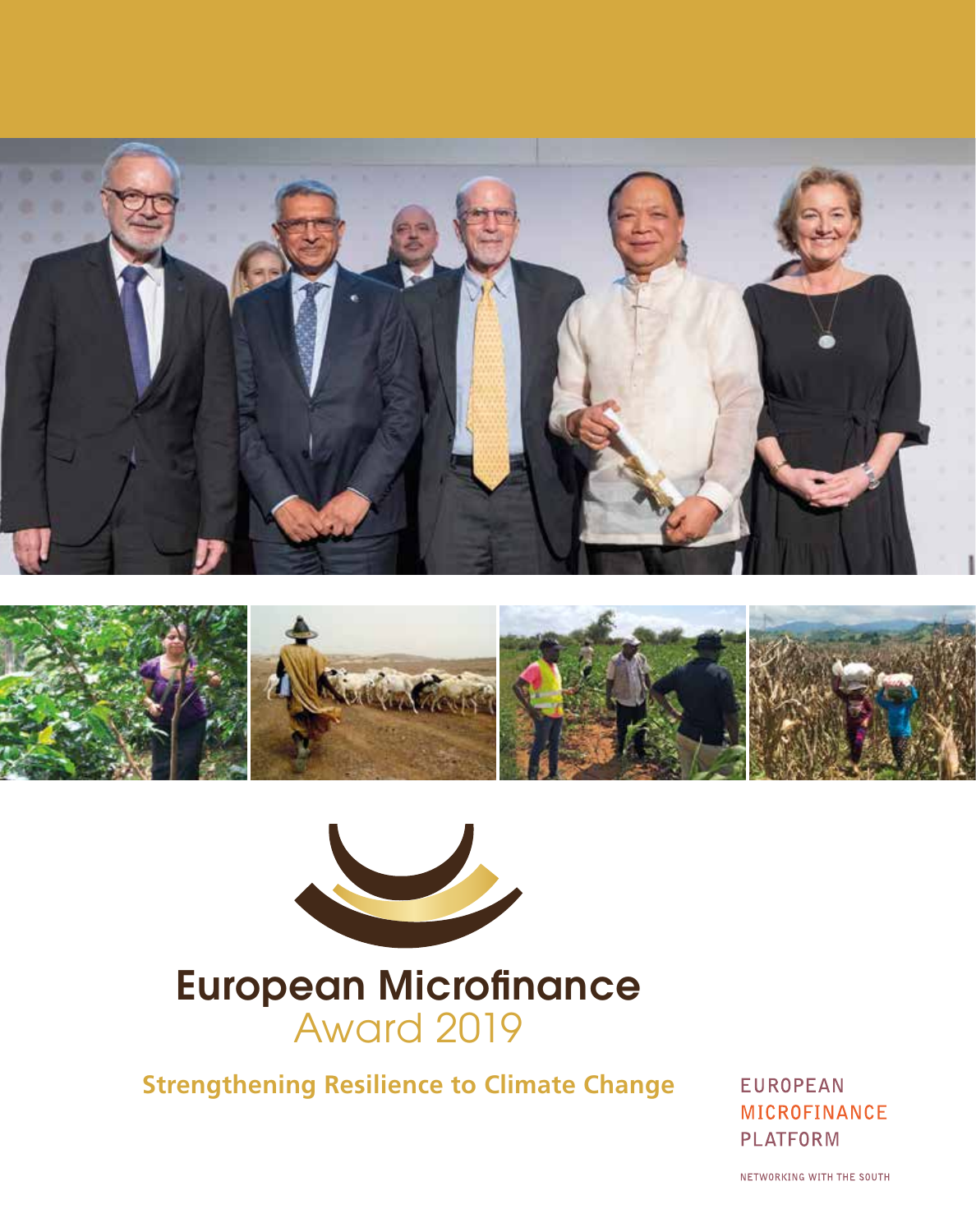# European Microfinance Award 2019

## Strengthening Resilience to Climate Change

EUROPEAN MICROFINANCE PLATFORM

NETWORKING WITH THE SOUTH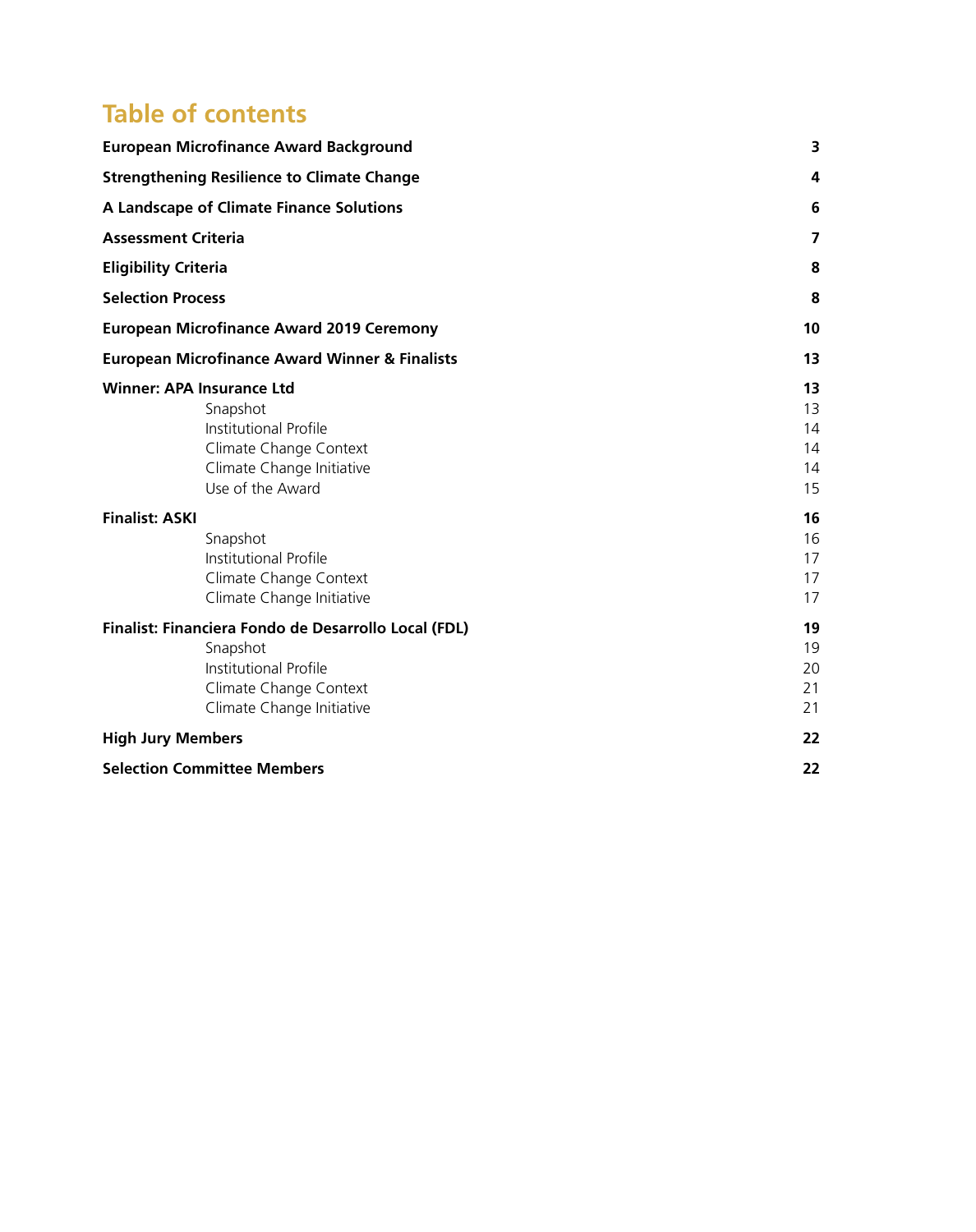# Table of contents

| | |
|---|---|
| **European Microfinance Award Background** | **3** |
| **Strengthening Resilience to Climate Change** | **4** |
| **A Landscape of Climate Finance Solutions** | **6** |
| **Assessment Criteria** | **7** |
| **Eligibility Criteria** | **8** |
| **Selection Process** | **8** |
| **European Microfinance Award 2019 Ceremony** | **10** |
| **European Microfinance Award Winner & Finalists** | **13** |
| **Winner: APA Insurance Ltd** | **13** |
| Snapshot | 13 |
| Institutional Profile | 14 |
| Climate Change Context | 14 |
| Climate Change Initiative | 14 |
| Use of the Award | 15 |
| **Finalist: ASKI** | **16** |
| Snapshot | 16 |
| Institutional Profile | 17 |
| Climate Change Context | 17 |
| Climate Change Initiative | 17 |
| **Finalist: Financiera Fondo de Desarrollo Local (FDL)** | **19** |
| Snapshot | 19 |
| Institutional Profile | 20 |
| Climate Change Context | 21 |
| Climate Change Initiative | 21 |
| **High Jury Members** | **22** |
| **Selection Committee Members** | **22** |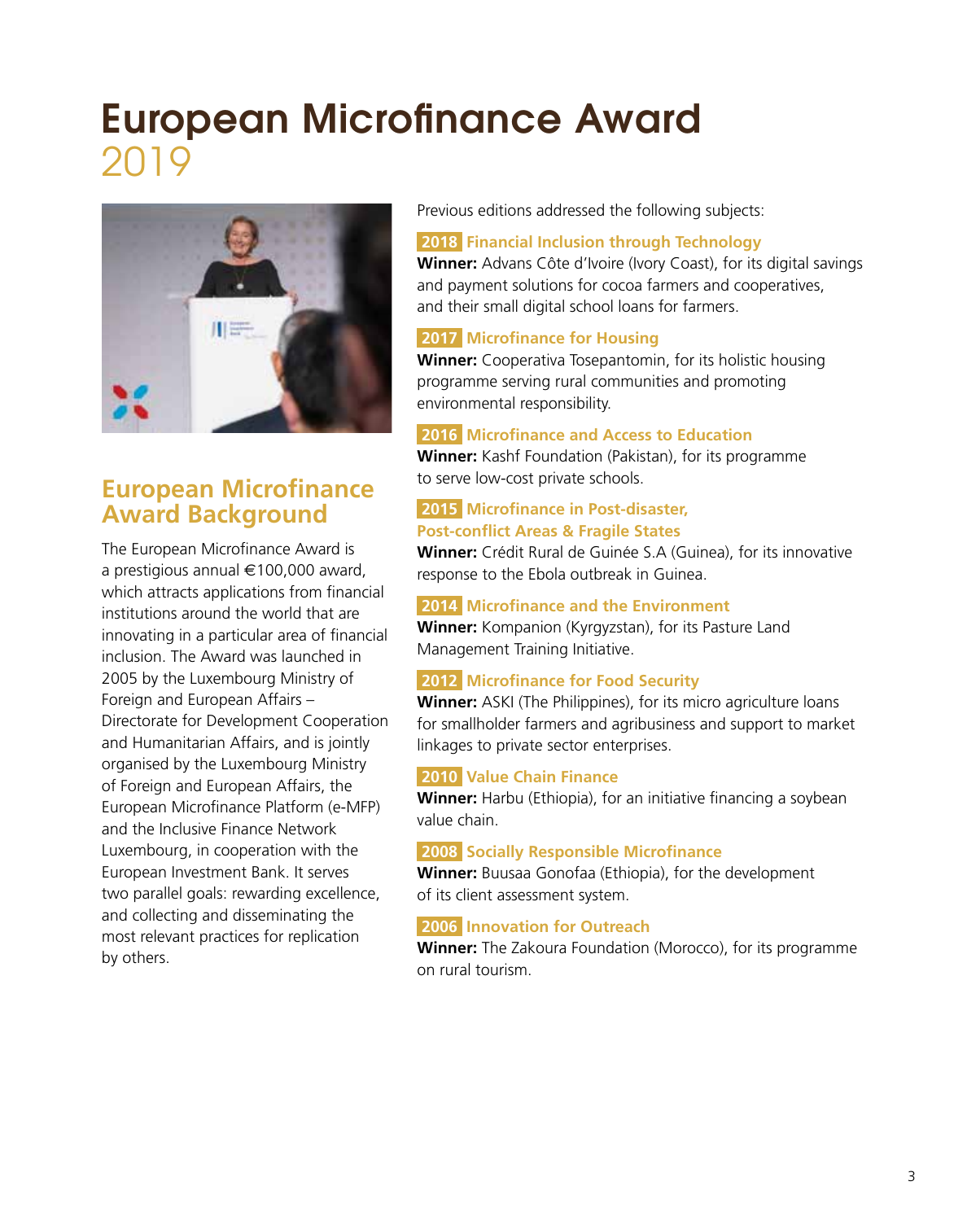# European Microfinance Award 2019

## European Microfinance Award Background

The European Microfinance Award is a prestigious annual €100,000 award, which attracts applications from financial institutions around the world that are innovating in a particular area of financial inclusion. The Award was launched in 2005 by the Luxembourg Ministry of Foreign and European Affairs – Directorate for Development Cooperation and Humanitarian Affairs, and is jointly organised by the Luxembourg Ministry of Foreign and European Affairs, the European Microfinance Platform (e-MFP) and the Inclusive Finance Network Luxembourg, in cooperation with the European Investment Bank. It serves two parallel goals: rewarding excellence, and collecting and disseminating the most relevant practices for replication by others.

Previous editions addressed the following subjects:

**2018 Financial Inclusion through Technology**
**Winner:** Advans Côte d'Ivoire (Ivory Coast), for its digital savings and payment solutions for cocoa farmers and cooperatives, and their small digital school loans for farmers.

**2017 Microfinance for Housing**
**Winner:** Cooperativa Tosepantomin, for its holistic housing programme serving rural communities and promoting environmental responsibility.

**2016 Microfinance and Access to Education**
**Winner:** Kashf Foundation (Pakistan), for its programme to serve low-cost private schools.

**2015 Microfinance in Post-disaster, Post-conflict Areas & Fragile States**
**Winner:** Crédit Rural de Guinée S.A (Guinea), for its innovative response to the Ebola outbreak in Guinea.

**2014 Microfinance and the Environment**
**Winner:** Kompanion (Kyrgyzstan), for its Pasture Land Management Training Initiative.

**2012 Microfinance for Food Security**
**Winner:** ASKI (The Philippines), for its micro agriculture loans for smallholder farmers and agribusiness and support to market linkages to private sector enterprises.

**2010 Value Chain Finance**
**Winner:** Harbu (Ethiopia), for an initiative financing a soybean value chain.

**2008 Socially Responsible Microfinance**
**Winner:** Buusaa Gonofaa (Ethiopia), for the development of its client assessment system.

**2006 Innovation for Outreach**
**Winner:** The Zakoura Foundation (Morocco), for its programme on rural tourism.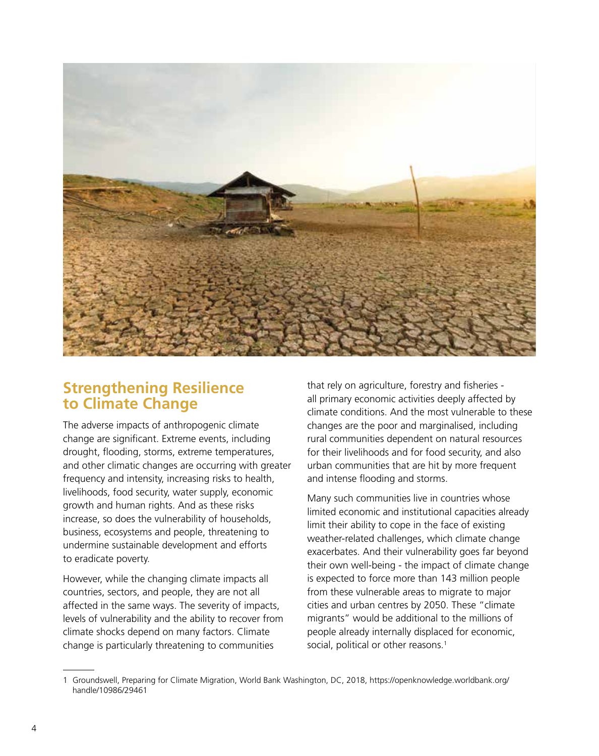## Strengthening Resilience to Climate Change

The adverse impacts of anthropogenic climate change are significant. Extreme events, including drought, flooding, storms, extreme temperatures, and other climatic changes are occurring with greater frequency and intensity, increasing risks to health, livelihoods, food security, water supply, economic growth and human rights. And as these risks increase, so does the vulnerability of households, business, ecosystems and people, threatening to undermine sustainable development and efforts to eradicate poverty.

However, while the changing climate impacts all countries, sectors, and people, they are not all affected in the same ways. The severity of impacts, levels of vulnerability and the ability to recover from climate shocks depend on many factors. Climate change is particularly threatening to communities that rely on agriculture, forestry and fisheries - all primary economic activities deeply affected by climate conditions. And the most vulnerable to these changes are the poor and marginalised, including rural communities dependent on natural resources for their livelihoods and for food security, and also urban communities that are hit by more frequent and intense flooding and storms.

Many such communities live in countries whose limited economic and institutional capacities already limit their ability to cope in the face of existing weather-related challenges, which climate change exacerbates. And their vulnerability goes far beyond their own well-being - the impact of climate change is expected to force more than 143 million people from these vulnerable areas to migrate to major cities and urban centres by 2050. These "climate migrants" would be additional to the millions of people already internally displaced for economic, social, political or other reasons.[1]

---

1 Groundswell, Preparing for Climate Migration, World Bank Washington, DC, 2018, https://openknowledge.worldbank.org/handle/10986/29461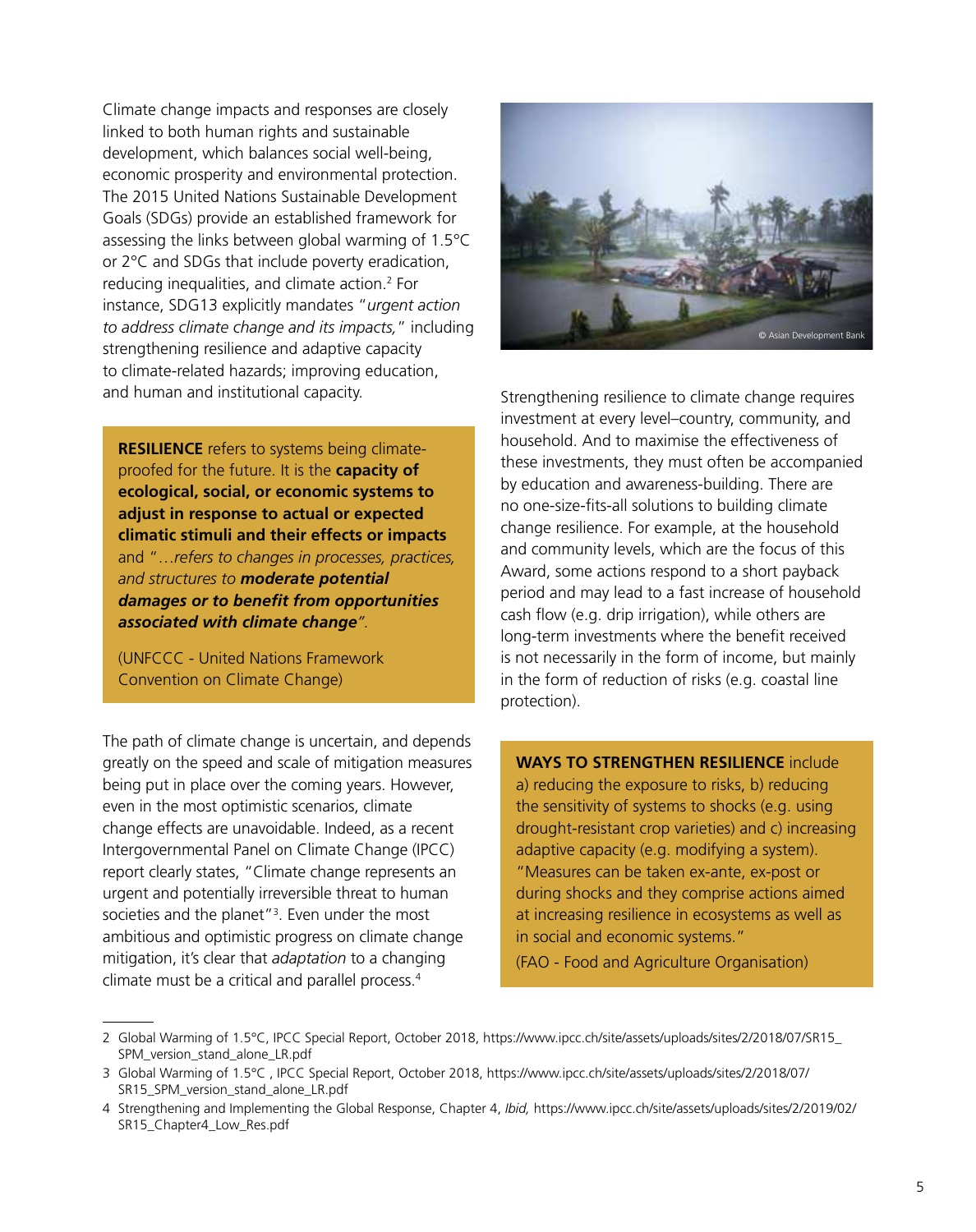Climate change impacts and responses are closely linked to both human rights and sustainable development, which balances social well-being, economic prosperity and environmental protection. The 2015 United Nations Sustainable Development Goals (SDGs) provide an established framework for assessing the links between global warming of 1.5°C or 2°C and SDGs that include poverty eradication, reducing inequalities, and climate action.[2] For instance, SDG13 explicitly mandates "*urgent action to address climate change and its impacts,*" including strengthening resilience and adaptive capacity to climate-related hazards; improving education, and human and institutional capacity.

**RESILIENCE** refers to systems being climate-proofed for the future. It is the **capacity of ecological, social, or economic systems to adjust in response to actual or expected climatic stimuli and their effects or impacts** and "*…refers to changes in processes, practices, and structures to* ***moderate potential damages or to benefit from opportunities associated with climate change****".*

(UNFCCC - United Nations Framework Convention on Climate Change)

The path of climate change is uncertain, and depends greatly on the speed and scale of mitigation measures being put in place over the coming years. However, even in the most optimistic scenarios, climate change effects are unavoidable. Indeed, as a recent Intergovernmental Panel on Climate Change (IPCC) report clearly states, "Climate change represents an urgent and potentially irreversible threat to human societies and the planet"[3]. Even under the most ambitious and optimistic progress on climate change mitigation, it's clear that *adaptation* to a changing climate must be a critical and parallel process.[4]

© Asian Development Bank

Strengthening resilience to climate change requires investment at every level–country, community, and household. And to maximise the effectiveness of these investments, they must often be accompanied by education and awareness-building. There are no one-size-fits-all solutions to building climate change resilience. For example, at the household and community levels, which are the focus of this Award, some actions respond to a short payback period and may lead to a fast increase of household cash flow (e.g. drip irrigation), while others are long-term investments where the benefit received is not necessarily in the form of income, but mainly in the form of reduction of risks (e.g. coastal line protection).

**WAYS TO STRENGTHEN RESILIENCE** include a) reducing the exposure to risks, b) reducing the sensitivity of systems to shocks (e.g. using drought-resistant crop varieties) and c) increasing adaptive capacity (e.g. modifying a system). "Measures can be taken ex-ante, ex-post or during shocks and they comprise actions aimed at increasing resilience in ecosystems as well as in social and economic systems."

(FAO - Food and Agriculture Organisation)

---

2 Global Warming of 1.5°C, IPCC Special Report, October 2018, https://www.ipcc.ch/site/assets/uploads/sites/2/2018/07/SR15_SPM_version_stand_alone_LR.pdf

3 Global Warming of 1.5°C , IPCC Special Report, October 2018, https://www.ipcc.ch/site/assets/uploads/sites/2/2018/07/SR15_SPM_version_stand_alone_LR.pdf

4 Strengthening and Implementing the Global Response, Chapter 4, *Ibid,* https://www.ipcc.ch/site/assets/uploads/sites/2/2019/02/SR15_Chapter4_Low_Res.pdf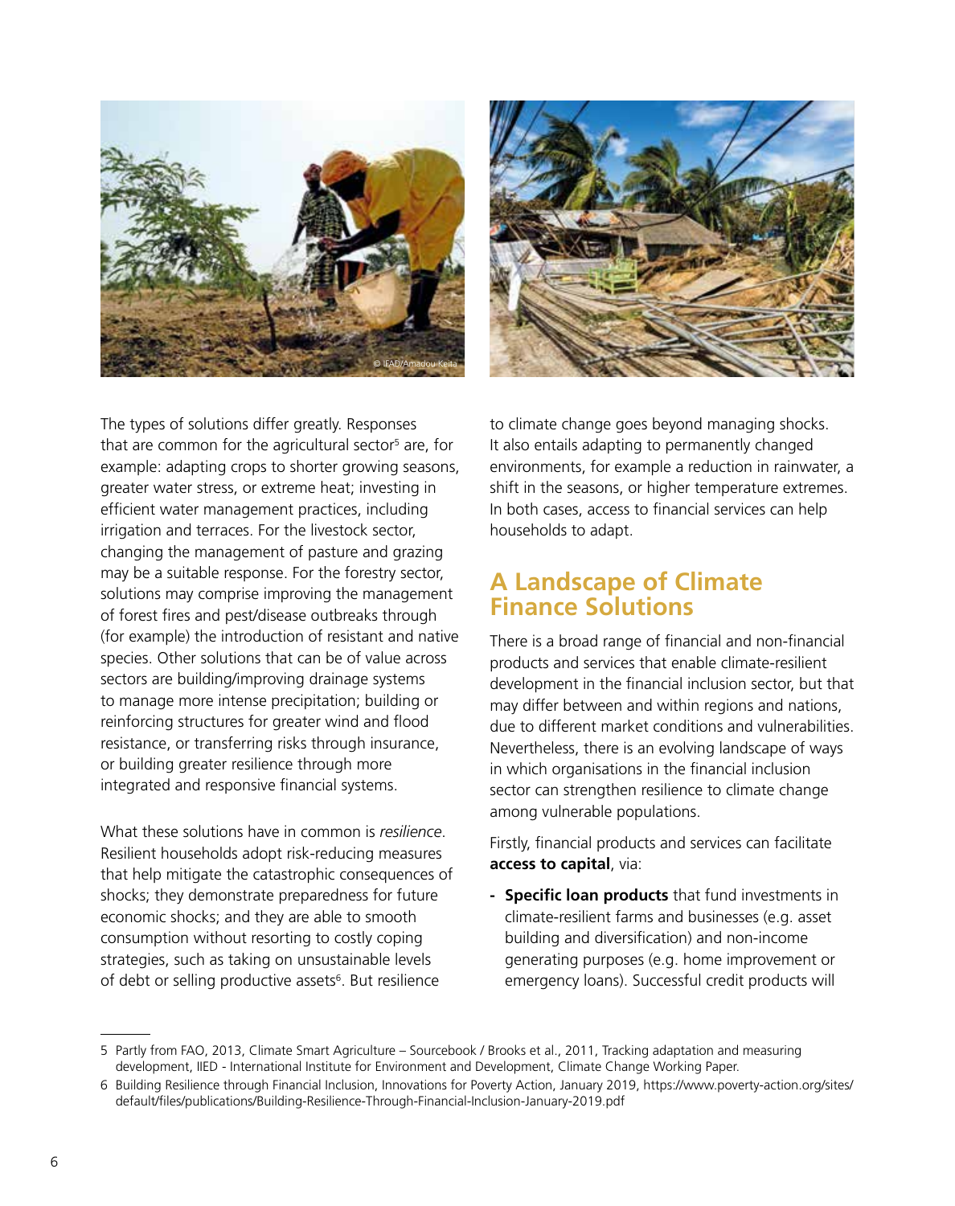The types of solutions differ greatly. Responses that are common for the agricultural sector[5] are, for example: adapting crops to shorter growing seasons, greater water stress, or extreme heat; investing in efficient water management practices, including irrigation and terraces. For the livestock sector, changing the management of pasture and grazing may be a suitable response. For the forestry sector, solutions may comprise improving the management of forest fires and pest/disease outbreaks through (for example) the introduction of resistant and native species. Other solutions that can be of value across sectors are building/improving drainage systems to manage more intense precipitation; building or reinforcing structures for greater wind and flood resistance, or transferring risks through insurance, or building greater resilience through more integrated and responsive financial systems.

What these solutions have in common is *resilience*. Resilient households adopt risk-reducing measures that help mitigate the catastrophic consequences of shocks; they demonstrate preparedness for future economic shocks; and they are able to smooth consumption without resorting to costly coping strategies, such as taking on unsustainable levels of debt or selling productive assets[6]. But resilience to climate change goes beyond managing shocks. It also entails adapting to permanently changed environments, for example a reduction in rainwater, a shift in the seasons, or higher temperature extremes. In both cases, access to financial services can help households to adapt.

## A Landscape of Climate Finance Solutions

There is a broad range of financial and non-financial products and services that enable climate-resilient development in the financial inclusion sector, but that may differ between and within regions and nations, due to different market conditions and vulnerabilities. Nevertheless, there is an evolving landscape of ways in which organisations in the financial inclusion sector can strengthen resilience to climate change among vulnerable populations.

Firstly, financial products and services can facilitate **access to capital**, via:

- **Specific loan products** that fund investments in climate-resilient farms and businesses (e.g. asset building and diversification) and non-income generating purposes (e.g. home improvement or emergency loans). Successful credit products will

---

5 Partly from FAO, 2013, Climate Smart Agriculture – Sourcebook / Brooks et al., 2011, Tracking adaptation and measuring development, IIED - International Institute for Environment and Development, Climate Change Working Paper.

6 Building Resilience through Financial Inclusion, Innovations for Poverty Action, January 2019, https://www.poverty-action.org/sites/default/files/publications/Building-Resilience-Through-Financial-Inclusion-January-2019.pdf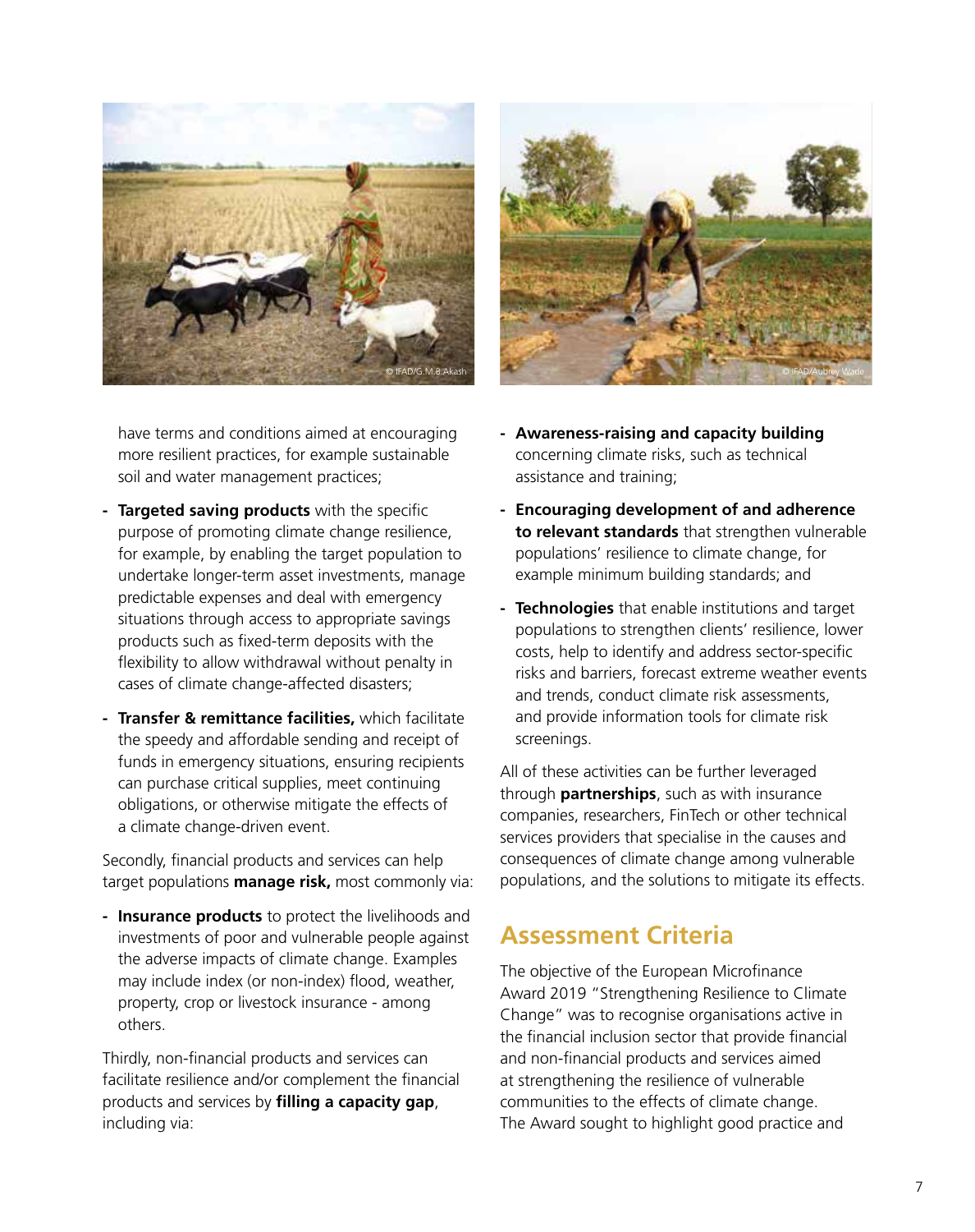have terms and conditions aimed at encouraging more resilient practices, for example sustainable soil and water management practices;

- **Targeted saving products** with the specific purpose of promoting climate change resilience, for example, by enabling the target population to undertake longer-term asset investments, manage predictable expenses and deal with emergency situations through access to appropriate savings products such as fixed-term deposits with the flexibility to allow withdrawal without penalty in cases of climate change-affected disasters;
- **Transfer & remittance facilities,** which facilitate the speedy and affordable sending and receipt of funds in emergency situations, ensuring recipients can purchase critical supplies, meet continuing obligations, or otherwise mitigate the effects of a climate change-driven event.

Secondly, financial products and services can help target populations **manage risk,** most commonly via:

- **Insurance products** to protect the livelihoods and investments of poor and vulnerable people against the adverse impacts of climate change. Examples may include index (or non-index) flood, weather, property, crop or livestock insurance - among others.

Thirdly, non-financial products and services can facilitate resilience and/or complement the financial products and services by **filling a capacity gap**, including via:

- **Awareness-raising and capacity building** concerning climate risks, such as technical assistance and training;
- **Encouraging development of and adherence to relevant standards** that strengthen vulnerable populations' resilience to climate change, for example minimum building standards; and
- **Technologies** that enable institutions and target populations to strengthen clients' resilience, lower costs, help to identify and address sector-specific risks and barriers, forecast extreme weather events and trends, conduct climate risk assessments, and provide information tools for climate risk screenings.

All of these activities can be further leveraged through **partnerships**, such as with insurance companies, researchers, FinTech or other technical services providers that specialise in the causes and consequences of climate change among vulnerable populations, and the solutions to mitigate its effects.

## Assessment Criteria

The objective of the European Microfinance Award 2019 "Strengthening Resilience to Climate Change" was to recognise organisations active in the financial inclusion sector that provide financial and non-financial products and services aimed at strengthening the resilience of vulnerable communities to the effects of climate change. The Award sought to highlight good practice and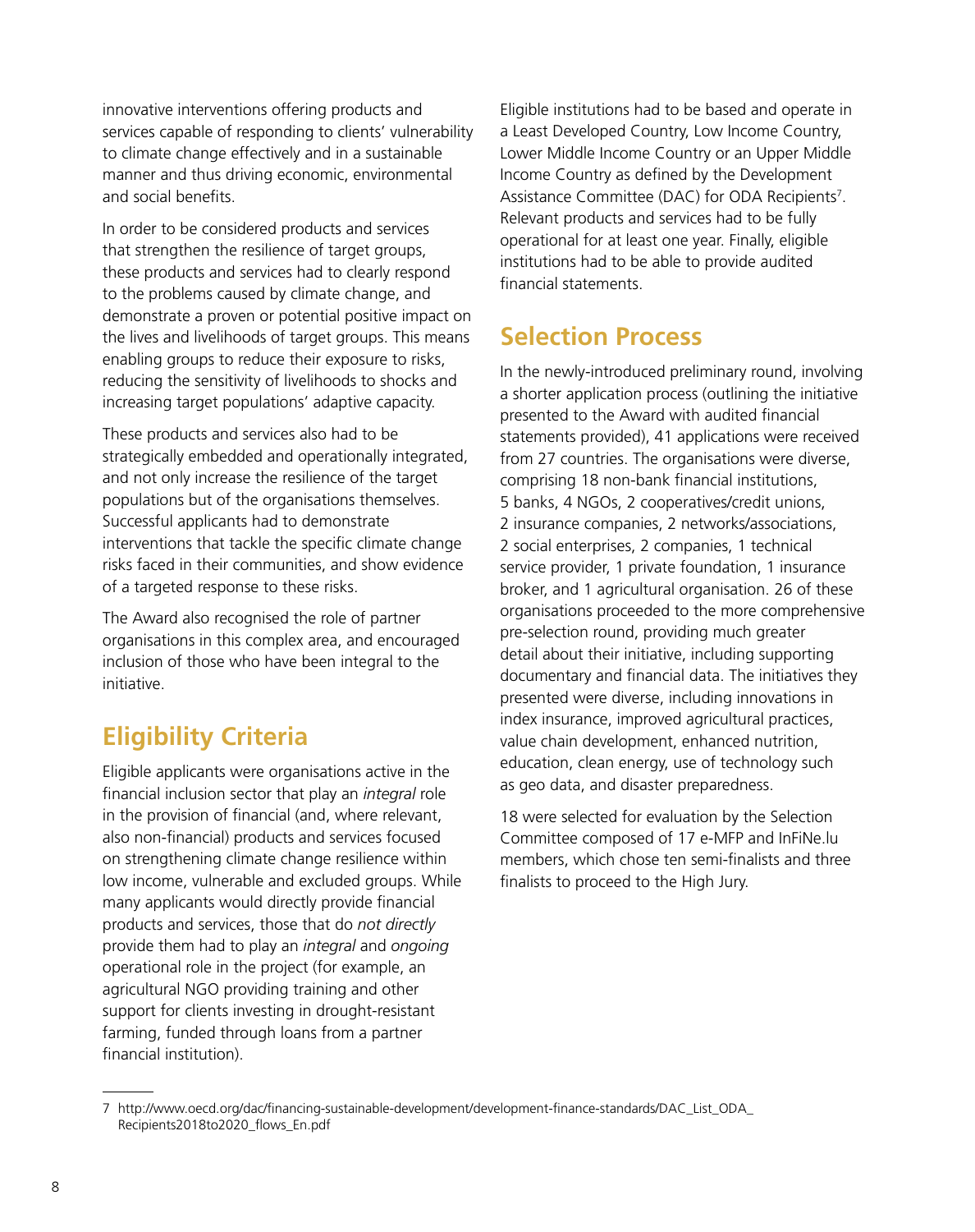innovative interventions offering products and services capable of responding to clients' vulnerability to climate change effectively and in a sustainable manner and thus driving economic, environmental and social benefits.

In order to be considered products and services that strengthen the resilience of target groups, these products and services had to clearly respond to the problems caused by climate change, and demonstrate a proven or potential positive impact on the lives and livelihoods of target groups. This means enabling groups to reduce their exposure to risks, reducing the sensitivity of livelihoods to shocks and increasing target populations' adaptive capacity.

These products and services also had to be strategically embedded and operationally integrated, and not only increase the resilience of the target populations but of the organisations themselves. Successful applicants had to demonstrate interventions that tackle the specific climate change risks faced in their communities, and show evidence of a targeted response to these risks.

The Award also recognised the role of partner organisations in this complex area, and encouraged inclusion of those who have been integral to the initiative.

## Eligibility Criteria

Eligible applicants were organisations active in the financial inclusion sector that play an *integral* role in the provision of financial (and, where relevant, also non-financial) products and services focused on strengthening climate change resilience within low income, vulnerable and excluded groups. While many applicants would directly provide financial products and services, those that do *not directly* provide them had to play an *integral* and *ongoing* operational role in the project (for example, an agricultural NGO providing training and other support for clients investing in drought-resistant farming, funded through loans from a partner financial institution).

Eligible institutions had to be based and operate in a Least Developed Country, Low Income Country, Lower Middle Income Country or an Upper Middle Income Country as defined by the Development Assistance Committee (DAC) for ODA Recipients[7]. Relevant products and services had to be fully operational for at least one year. Finally, eligible institutions had to be able to provide audited financial statements.

## Selection Process

In the newly-introduced preliminary round, involving a shorter application process (outlining the initiative presented to the Award with audited financial statements provided), 41 applications were received from 27 countries. The organisations were diverse, comprising 18 non-bank financial institutions, 5 banks, 4 NGOs, 2 cooperatives/credit unions, 2 insurance companies, 2 networks/associations, 2 social enterprises, 2 companies, 1 technical service provider, 1 private foundation, 1 insurance broker, and 1 agricultural organisation. 26 of these organisations proceeded to the more comprehensive pre-selection round, providing much greater detail about their initiative, including supporting documentary and financial data. The initiatives they presented were diverse, including innovations in index insurance, improved agricultural practices, value chain development, enhanced nutrition, education, clean energy, use of technology such as geo data, and disaster preparedness.

18 were selected for evaluation by the Selection Committee composed of 17 e-MFP and InFiNe.lu members, which chose ten semi-finalists and three finalists to proceed to the High Jury.

---

7 http://www.oecd.org/dac/financing-sustainable-development/development-finance-standards/DAC_List_ODA_Recipients2018to2020_flows_En.pdf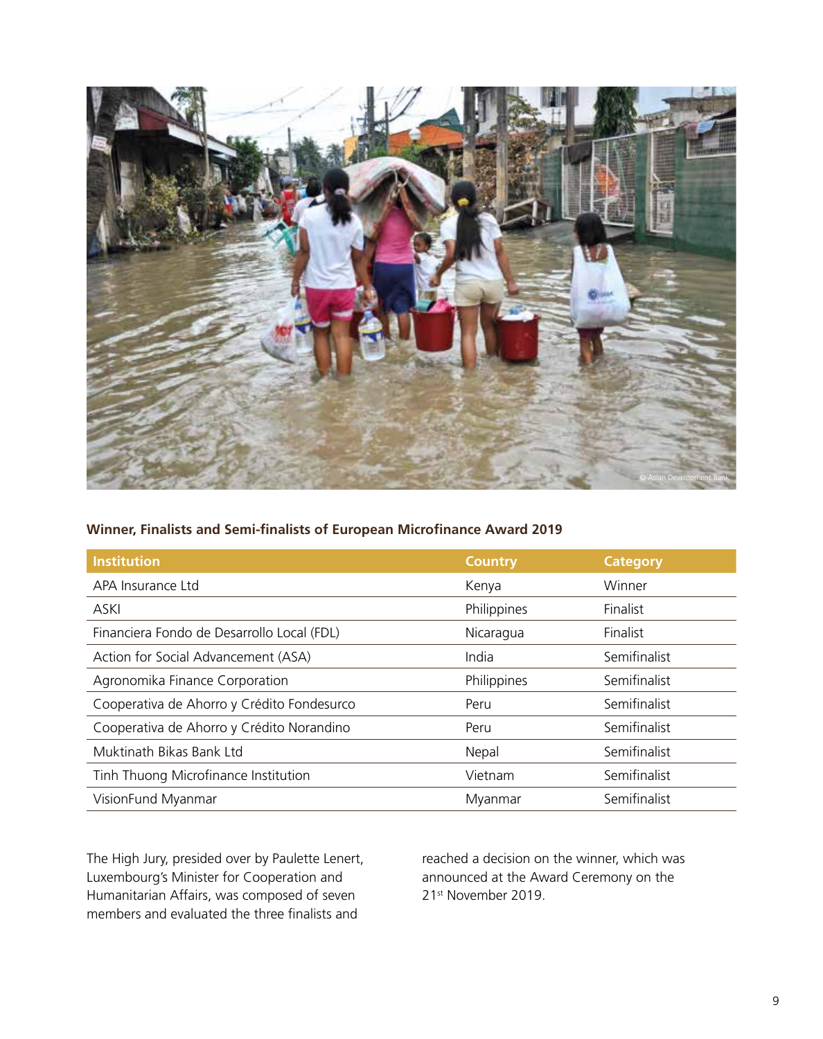**Winner, Finalists and Semi-finalists of European Microfinance Award 2019**

| Institution | Country | Category |
|---|---|---|
| APA Insurance Ltd | Kenya | Winner |
| ASKI | Philippines | Finalist |
| Financiera Fondo de Desarrollo Local (FDL) | Nicaragua | Finalist |
| Action for Social Advancement (ASA) | India | Semifinalist |
| Agronomika Finance Corporation | Philippines | Semifinalist |
| Cooperativa de Ahorro y Crédito Fondesurco | Peru | Semifinalist |
| Cooperativa de Ahorro y Crédito Norandino | Peru | Semifinalist |
| Muktinath Bikas Bank Ltd | Nepal | Semifinalist |
| Tinh Thuong Microfinance Institution | Vietnam | Semifinalist |
| VisionFund Myanmar | Myanmar | Semifinalist |

The High Jury, presided over by Paulette Lenert, Luxembourg's Minister for Cooperation and Humanitarian Affairs, was composed of seven members and evaluated the three finalists and reached a decision on the winner, which was announced at the Award Ceremony on the 21st November 2019.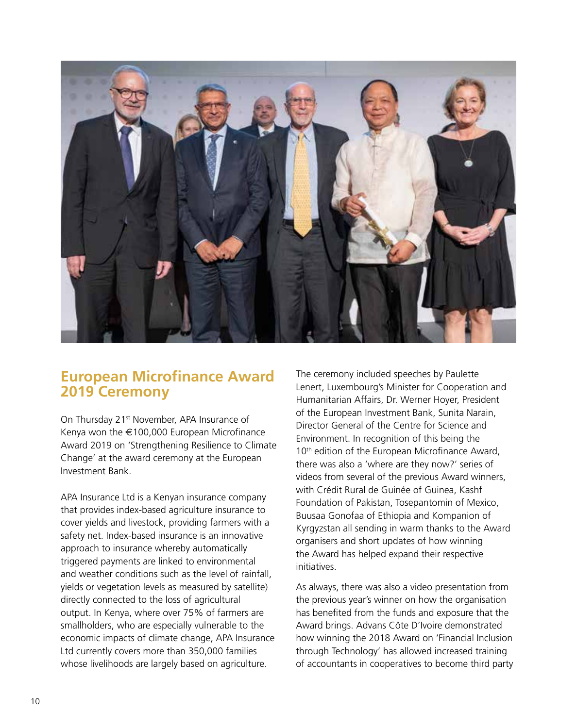## European Microfinance Award 2019 Ceremony

On Thursday 21st November, APA Insurance of Kenya won the €100,000 European Microfinance Award 2019 on 'Strengthening Resilience to Climate Change' at the award ceremony at the European Investment Bank.

APA Insurance Ltd is a Kenyan insurance company that provides index-based agriculture insurance to cover yields and livestock, providing farmers with a safety net. Index-based insurance is an innovative approach to insurance whereby automatically triggered payments are linked to environmental and weather conditions such as the level of rainfall, yields or vegetation levels as measured by satellite) directly connected to the loss of agricultural output. In Kenya, where over 75% of farmers are smallholders, who are especially vulnerable to the economic impacts of climate change, APA Insurance Ltd currently covers more than 350,000 families whose livelihoods are largely based on agriculture.

The ceremony included speeches by Paulette Lenert, Luxembourg's Minister for Cooperation and Humanitarian Affairs, Dr. Werner Hoyer, President of the European Investment Bank, Sunita Narain, Director General of the Centre for Science and Environment. In recognition of this being the 10th edition of the European Microfinance Award, there was also a 'where are they now?' series of videos from several of the previous Award winners, with Crédit Rural de Guinée of Guinea, Kashf Foundation of Pakistan, Tosepantomin of Mexico, Buusaa Gonofaa of Ethiopia and Kompanion of Kyrgyzstan all sending in warm thanks to the Award organisers and short updates of how winning the Award has helped expand their respective initiatives.

As always, there was also a video presentation from the previous year's winner on how the organisation has benefited from the funds and exposure that the Award brings. Advans Côte D'Ivoire demonstrated how winning the 2018 Award on 'Financial Inclusion through Technology' has allowed increased training of accountants in cooperatives to become third party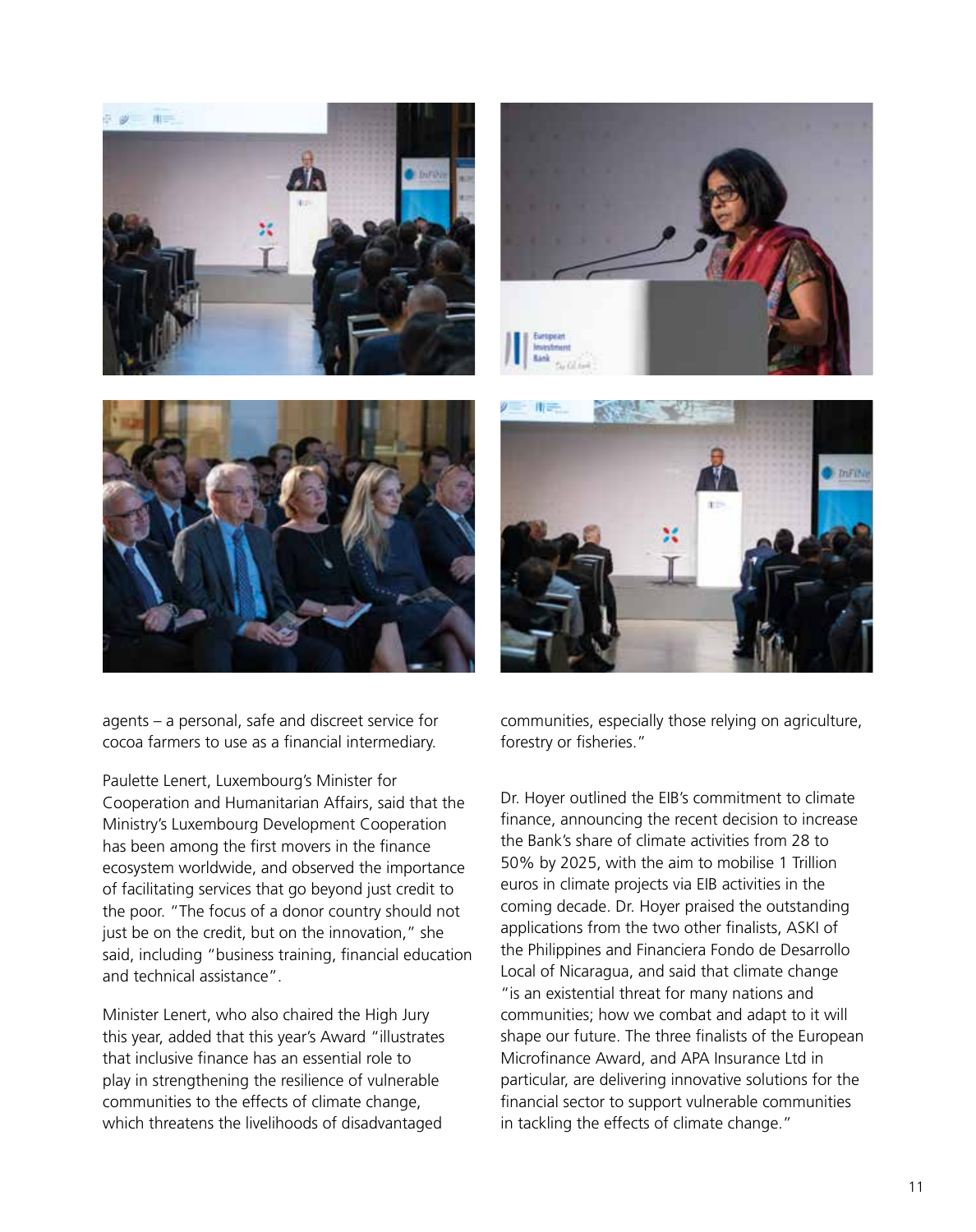agents – a personal, safe and discreet service for cocoa farmers to use as a financial intermediary.

Paulette Lenert, Luxembourg's Minister for Cooperation and Humanitarian Affairs, said that the Ministry's Luxembourg Development Cooperation has been among the first movers in the finance ecosystem worldwide, and observed the importance of facilitating services that go beyond just credit to the poor. "The focus of a donor country should not just be on the credit, but on the innovation," she said, including "business training, financial education and technical assistance".

Minister Lenert, who also chaired the High Jury this year, added that this year's Award "illustrates that inclusive finance has an essential role to play in strengthening the resilience of vulnerable communities to the effects of climate change, which threatens the livelihoods of disadvantaged communities, especially those relying on agriculture, forestry or fisheries."

Dr. Hoyer outlined the EIB's commitment to climate finance, announcing the recent decision to increase the Bank's share of climate activities from 28 to 50% by 2025, with the aim to mobilise 1 Trillion euros in climate projects via EIB activities in the coming decade. Dr. Hoyer praised the outstanding applications from the two other finalists, ASKI of the Philippines and Financiera Fondo de Desarrollo Local of Nicaragua, and said that climate change "is an existential threat for many nations and communities; how we combat and adapt to it will shape our future. The three finalists of the European Microfinance Award, and APA Insurance Ltd in particular, are delivering innovative solutions for the financial sector to support vulnerable communities in tackling the effects of climate change."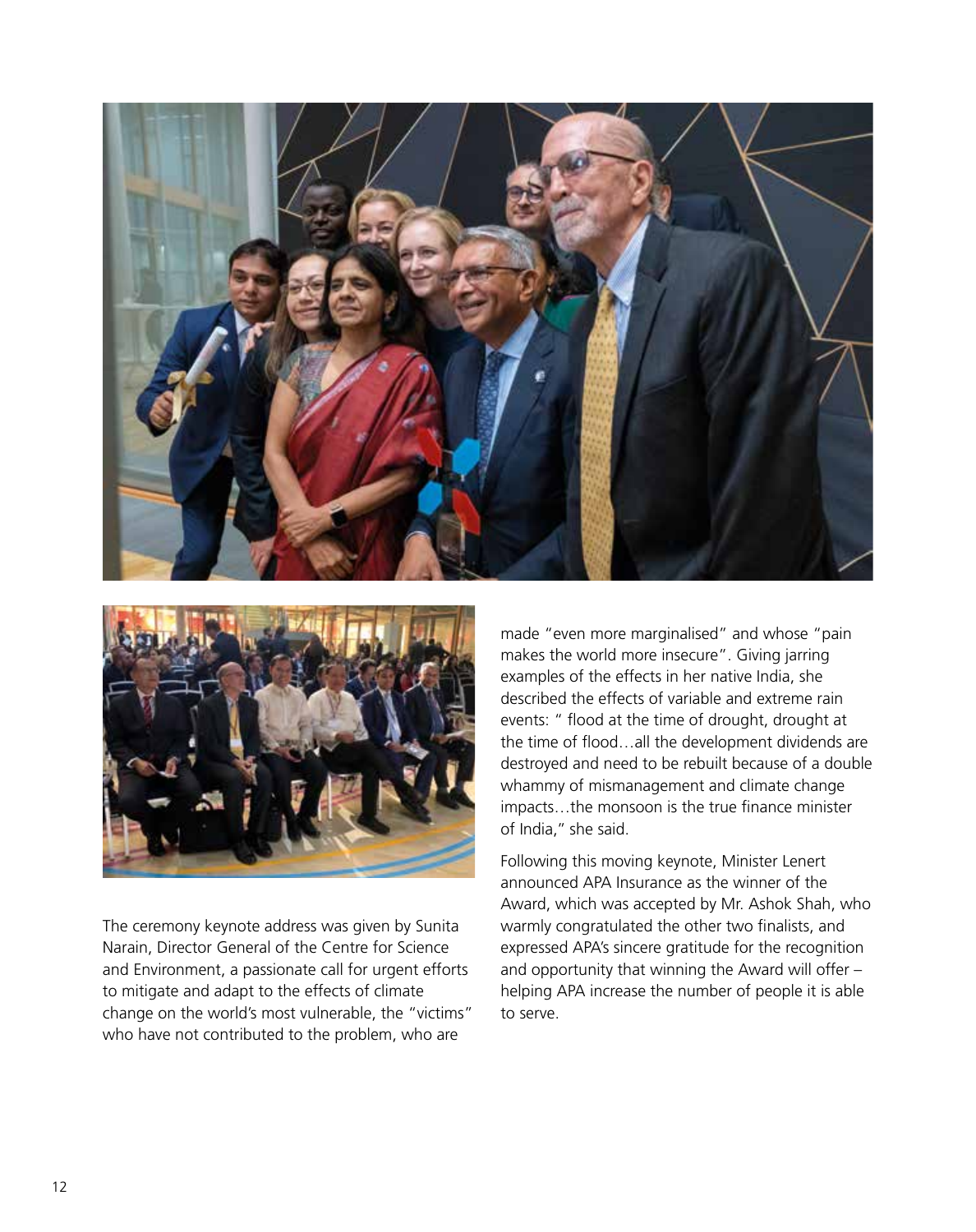The ceremony keynote address was given by Sunita Narain, Director General of the Centre for Science and Environment, a passionate call for urgent efforts to mitigate and adapt to the effects of climate change on the world's most vulnerable, the "victims" who have not contributed to the problem, who are made "even more marginalised" and whose "pain makes the world more insecure". Giving jarring examples of the effects in her native India, she described the effects of variable and extreme rain events: " flood at the time of drought, drought at the time of flood…all the development dividends are destroyed and need to be rebuilt because of a double whammy of mismanagement and climate change impacts…the monsoon is the true finance minister of India," she said.

Following this moving keynote, Minister Lenert announced APA Insurance as the winner of the Award, which was accepted by Mr. Ashok Shah, who warmly congratulated the other two finalists, and expressed APA's sincere gratitude for the recognition and opportunity that winning the Award will offer – helping APA increase the number of people it is able to serve.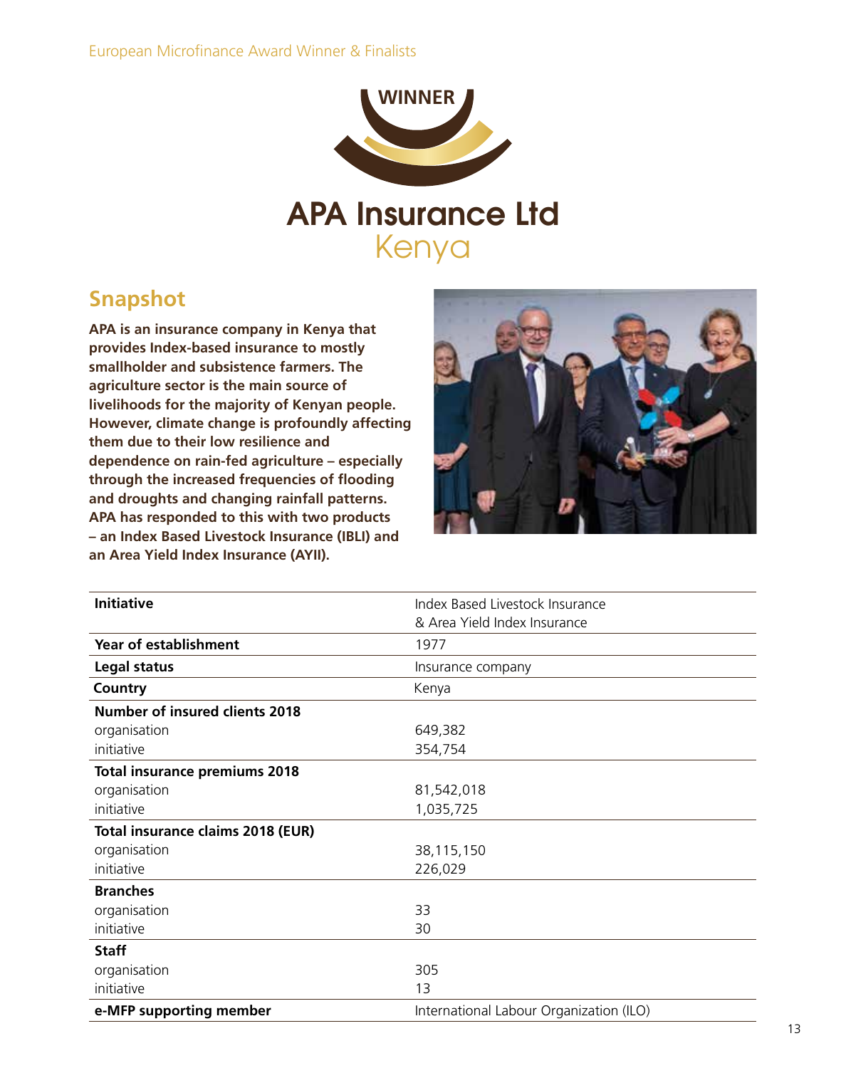WINNER

# APA Insurance Ltd

Kenya

## Snapshot

**APA is an insurance company in Kenya that provides Index-based insurance to mostly smallholder and subsistence farmers. The agriculture sector is the main source of livelihoods for the majority of Kenyan people. However, climate change is profoundly affecting them due to their low resilience and dependence on rain-fed agriculture – especially through the increased frequencies of flooding and droughts and changing rainfall patterns. APA has responded to this with two products – an Index Based Livestock Insurance (IBLI) and an Area Yield Index Insurance (AYII).**

| | |
|---|---|
| **Initiative** | Index Based Livestock Insurance & Area Yield Index Insurance |
| **Year of establishment** | 1977 |
| **Legal status** | Insurance company |
| **Country** | Kenya |
| **Number of insured clients 2018** | |
| organisation | 649,382 |
| initiative | 354,754 |
| **Total insurance premiums 2018** | |
| organisation | 81,542,018 |
| initiative | 1,035,725 |
| **Total insurance claims 2018 (EUR)** | |
| organisation | 38,115,150 |
| initiative | 226,029 |
| **Branches** | |
| organisation | 33 |
| initiative | 30 |
| **Staff** | |
| organisation | 305 |
| initiative | 13 |
| **e-MFP supporting member** | International Labour Organization (ILO) |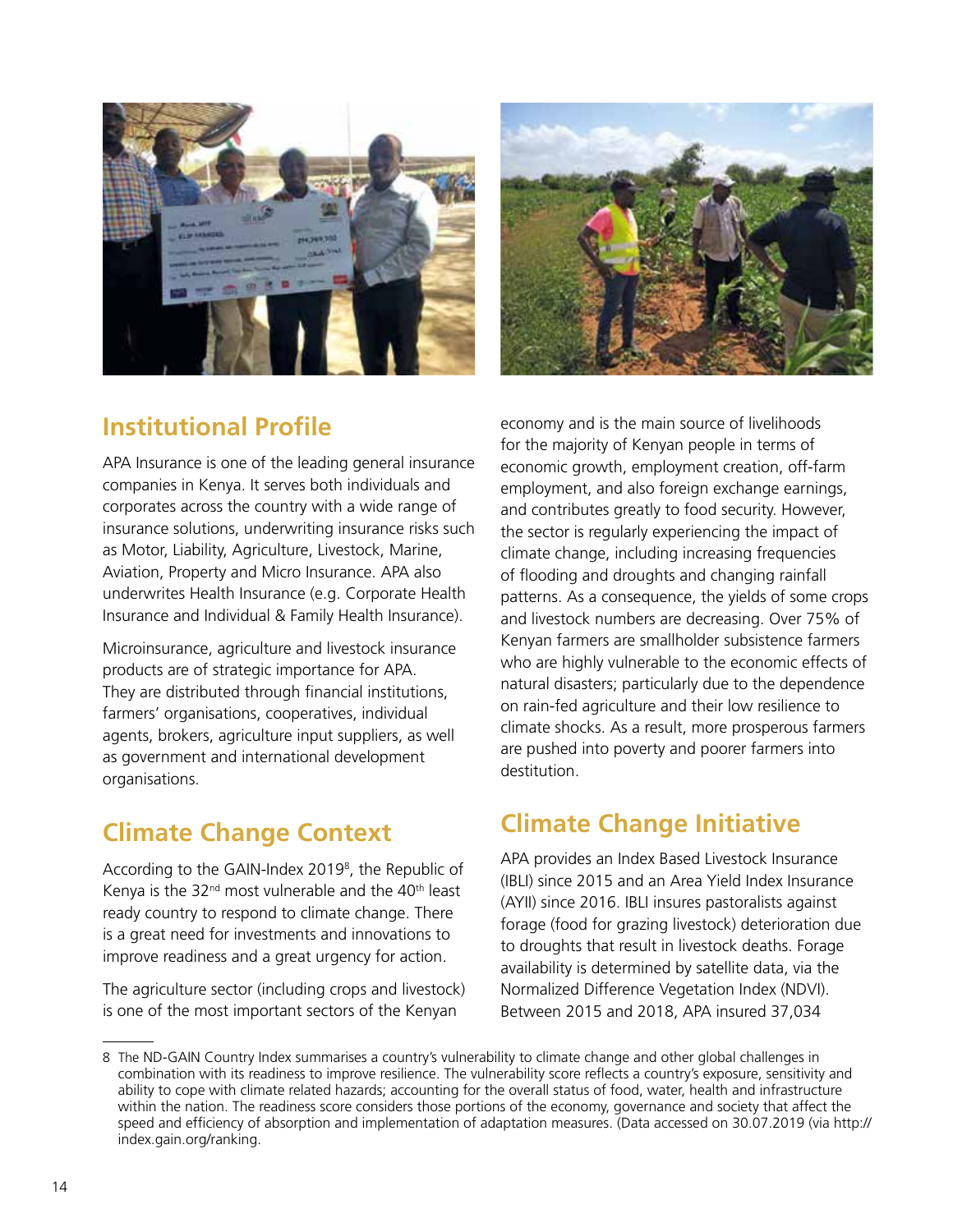## Institutional Profile

APA Insurance is one of the leading general insurance companies in Kenya. It serves both individuals and corporates across the country with a wide range of insurance solutions, underwriting insurance risks such as Motor, Liability, Agriculture, Livestock, Marine, Aviation, Property and Micro Insurance. APA also underwrites Health Insurance (e.g. Corporate Health Insurance and Individual & Family Health Insurance).

Microinsurance, agriculture and livestock insurance products are of strategic importance for APA. They are distributed through financial institutions, farmers' organisations, cooperatives, individual agents, brokers, agriculture input suppliers, as well as government and international development organisations.

## Climate Change Context

According to the GAIN-Index 2019[8], the Republic of Kenya is the 32nd most vulnerable and the 40th least ready country to respond to climate change. There is a great need for investments and innovations to improve readiness and a great urgency for action.

The agriculture sector (including crops and livestock) is one of the most important sectors of the Kenyan economy and is the main source of livelihoods for the majority of Kenyan people in terms of economic growth, employment creation, off-farm employment, and also foreign exchange earnings, and contributes greatly to food security. However, the sector is regularly experiencing the impact of climate change, including increasing frequencies of flooding and droughts and changing rainfall patterns. As a consequence, the yields of some crops and livestock numbers are decreasing. Over 75% of Kenyan farmers are smallholder subsistence farmers who are highly vulnerable to the economic effects of natural disasters; particularly due to the dependence on rain-fed agriculture and their low resilience to climate shocks. As a result, more prosperous farmers are pushed into poverty and poorer farmers into destitution.

## Climate Change Initiative

APA provides an Index Based Livestock Insurance (IBLI) since 2015 and an Area Yield Index Insurance (AYII) since 2016. IBLI insures pastoralists against forage (food for grazing livestock) deterioration due to droughts that result in livestock deaths. Forage availability is determined by satellite data, via the Normalized Difference Vegetation Index (NDVI). Between 2015 and 2018, APA insured 37,034

---

8 The ND-GAIN Country Index summarises a country's vulnerability to climate change and other global challenges in combination with its readiness to improve resilience. The vulnerability score reflects a country's exposure, sensitivity and ability to cope with climate related hazards; accounting for the overall status of food, water, health and infrastructure within the nation. The readiness score considers those portions of the economy, governance and society that affect the speed and efficiency of absorption and implementation of adaptation measures. (Data accessed on 30.07.2019 (via http://index.gain.org/ranking.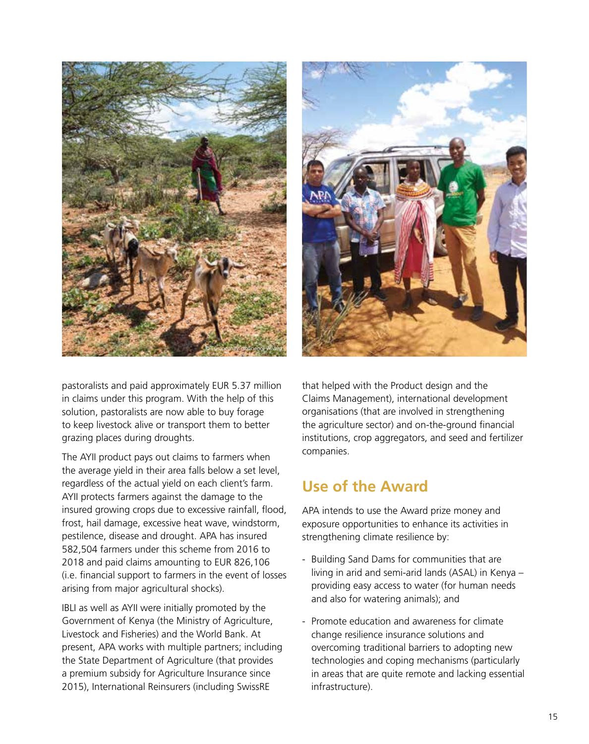pastoralists and paid approximately EUR 5.37 million in claims under this program. With the help of this solution, pastoralists are now able to buy forage to keep livestock alive or transport them to better grazing places during droughts.

The AYII product pays out claims to farmers when the average yield in their area falls below a set level, regardless of the actual yield on each client's farm. AYII protects farmers against the damage to the insured growing crops due to excessive rainfall, flood, frost, hail damage, excessive heat wave, windstorm, pestilence, disease and drought. APA has insured 582,504 farmers under this scheme from 2016 to 2018 and paid claims amounting to EUR 826,106 (i.e. financial support to farmers in the event of losses arising from major agricultural shocks).

IBLI as well as AYII were initially promoted by the Government of Kenya (the Ministry of Agriculture, Livestock and Fisheries) and the World Bank. At present, APA works with multiple partners; including the State Department of Agriculture (that provides a premium subsidy for Agriculture Insurance since 2015), International Reinsurers (including SwissRE that helped with the Product design and the Claims Management), international development organisations (that are involved in strengthening the agriculture sector) and on-the-ground financial institutions, crop aggregators, and seed and fertilizer companies.

## Use of the Award

APA intends to use the Award prize money and exposure opportunities to enhance its activities in strengthening climate resilience by:

- Building Sand Dams for communities that are living in arid and semi-arid lands (ASAL) in Kenya – providing easy access to water (for human needs and also for watering animals); and
- Promote education and awareness for climate change resilience insurance solutions and overcoming traditional barriers to adopting new technologies and coping mechanisms (particularly in areas that are quite remote and lacking essential infrastructure).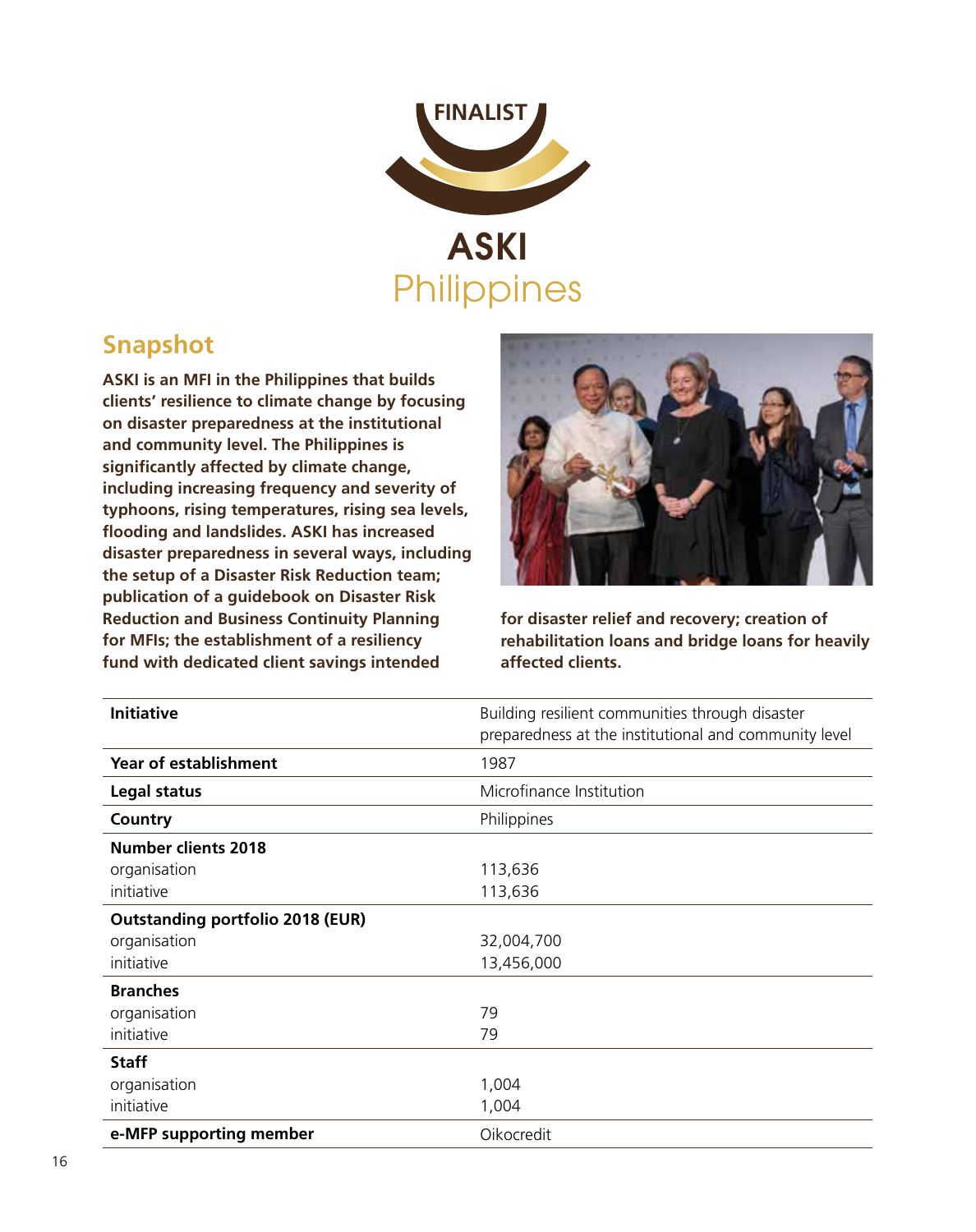FINALIST

# ASKI
## Philippines

## Snapshot

**ASKI is an MFI in the Philippines that builds clients' resilience to climate change by focusing on disaster preparedness at the institutional and community level. The Philippines is significantly affected by climate change, including increasing frequency and severity of typhoons, rising temperatures, rising sea levels, flooding and landslides. ASKI has increased disaster preparedness in several ways, including the setup of a Disaster Risk Reduction team; publication of a guidebook on Disaster Risk Reduction and Business Continuity Planning for MFIs; the establishment of a resiliency fund with dedicated client savings intended for disaster relief and recovery; creation of rehabilitation loans and bridge loans for heavily affected clients.**

| | |
|---|---|
| **Initiative** | Building resilient communities through disaster preparedness at the institutional and community level |
| **Year of establishment** | 1987 |
| **Legal status** | Microfinance Institution |
| **Country** | Philippines |
| **Number clients 2018** | |
| organisation | 113,636 |
| initiative | 113,636 |
| **Outstanding portfolio 2018 (EUR)** | |
| organisation | 32,004,700 |
| initiative | 13,456,000 |
| **Branches** | |
| organisation | 79 |
| initiative | 79 |
| **Staff** | |
| organisation | 1,004 |
| initiative | 1,004 |
| **e-MFP supporting member** | Oikocredit |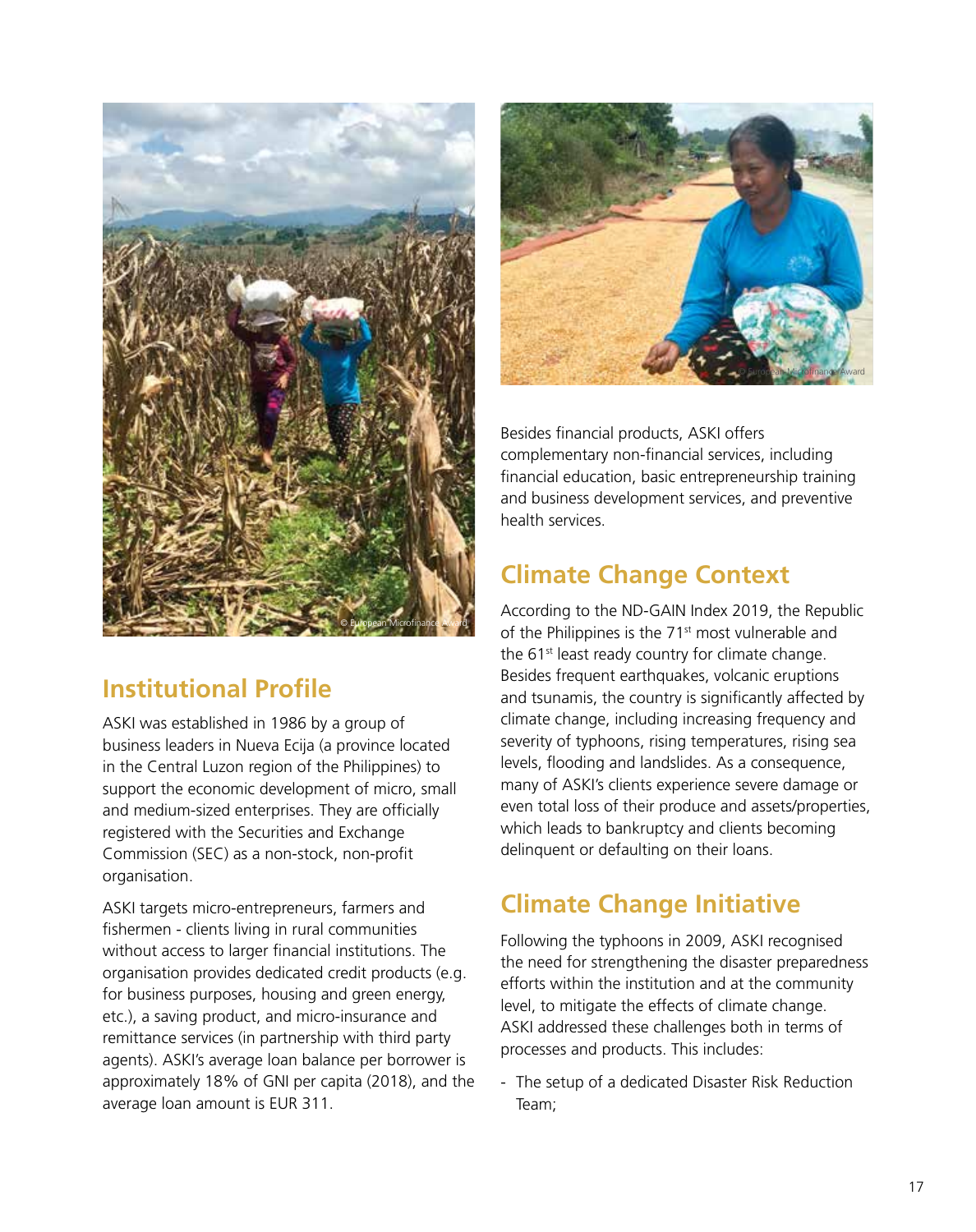## Institutional Profile

ASKI was established in 1986 by a group of business leaders in Nueva Ecija (a province located in the Central Luzon region of the Philippines) to support the economic development of micro, small and medium-sized enterprises. They are officially registered with the Securities and Exchange Commission (SEC) as a non-stock, non-profit organisation.

ASKI targets micro-entrepreneurs, farmers and fishermen - clients living in rural communities without access to larger financial institutions. The organisation provides dedicated credit products (e.g. for business purposes, housing and green energy, etc.), a saving product, and micro-insurance and remittance services (in partnership with third party agents). ASKI's average loan balance per borrower is approximately 18% of GNI per capita (2018), and the average loan amount is EUR 311.

Besides financial products, ASKI offers complementary non-financial services, including financial education, basic entrepreneurship training and business development services, and preventive health services.

## Climate Change Context

According to the ND-GAIN Index 2019, the Republic of the Philippines is the 71st most vulnerable and the 61st least ready country for climate change. Besides frequent earthquakes, volcanic eruptions and tsunamis, the country is significantly affected by climate change, including increasing frequency and severity of typhoons, rising temperatures, rising sea levels, flooding and landslides. As a consequence, many of ASKI's clients experience severe damage or even total loss of their produce and assets/properties, which leads to bankruptcy and clients becoming delinquent or defaulting on their loans.

## Climate Change Initiative

Following the typhoons in 2009, ASKI recognised the need for strengthening the disaster preparedness efforts within the institution and at the community level, to mitigate the effects of climate change. ASKI addressed these challenges both in terms of processes and products. This includes:

- The setup of a dedicated Disaster Risk Reduction Team;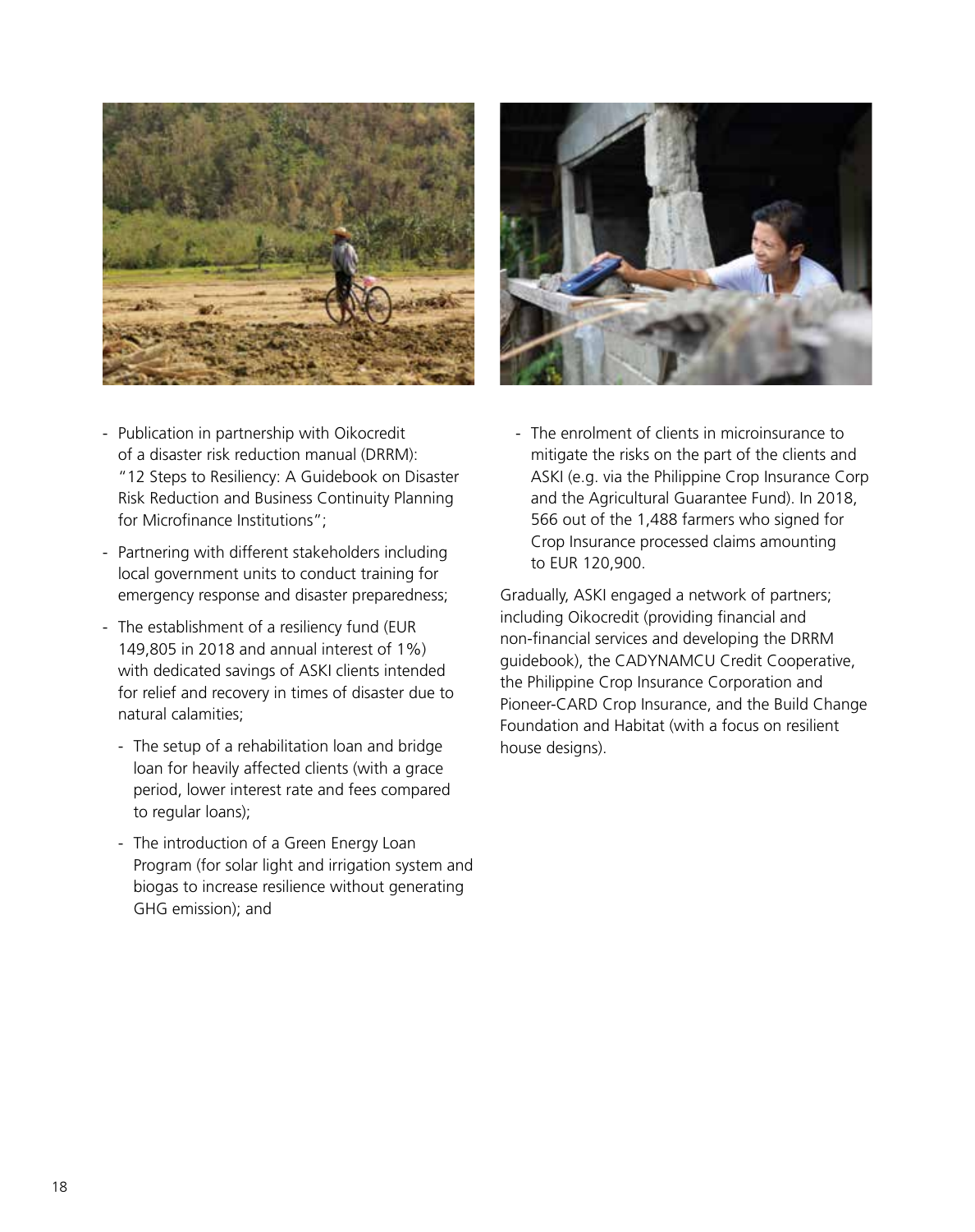- Publication in partnership with Oikocredit of a disaster risk reduction manual (DRRM): "12 Steps to Resiliency: A Guidebook on Disaster Risk Reduction and Business Continuity Planning for Microfinance Institutions";
- Partnering with different stakeholders including local government units to conduct training for emergency response and disaster preparedness;
- The establishment of a resiliency fund (EUR 149,805 in 2018 and annual interest of 1%) with dedicated savings of ASKI clients intended for relief and recovery in times of disaster due to natural calamities;
  - The setup of a rehabilitation loan and bridge loan for heavily affected clients (with a grace period, lower interest rate and fees compared to regular loans);
  - The introduction of a Green Energy Loan Program (for solar light and irrigation system and biogas to increase resilience without generating GHG emission); and
  - The enrolment of clients in microinsurance to mitigate the risks on the part of the clients and ASKI (e.g. via the Philippine Crop Insurance Corp and the Agricultural Guarantee Fund). In 2018, 566 out of the 1,488 farmers who signed for Crop Insurance processed claims amounting to EUR 120,900.

Gradually, ASKI engaged a network of partners; including Oikocredit (providing financial and non-financial services and developing the DRRM guidebook), the CADYNAMCU Credit Cooperative, the Philippine Crop Insurance Corporation and Pioneer-CARD Crop Insurance, and the Build Change Foundation and Habitat (with a focus on resilient house designs).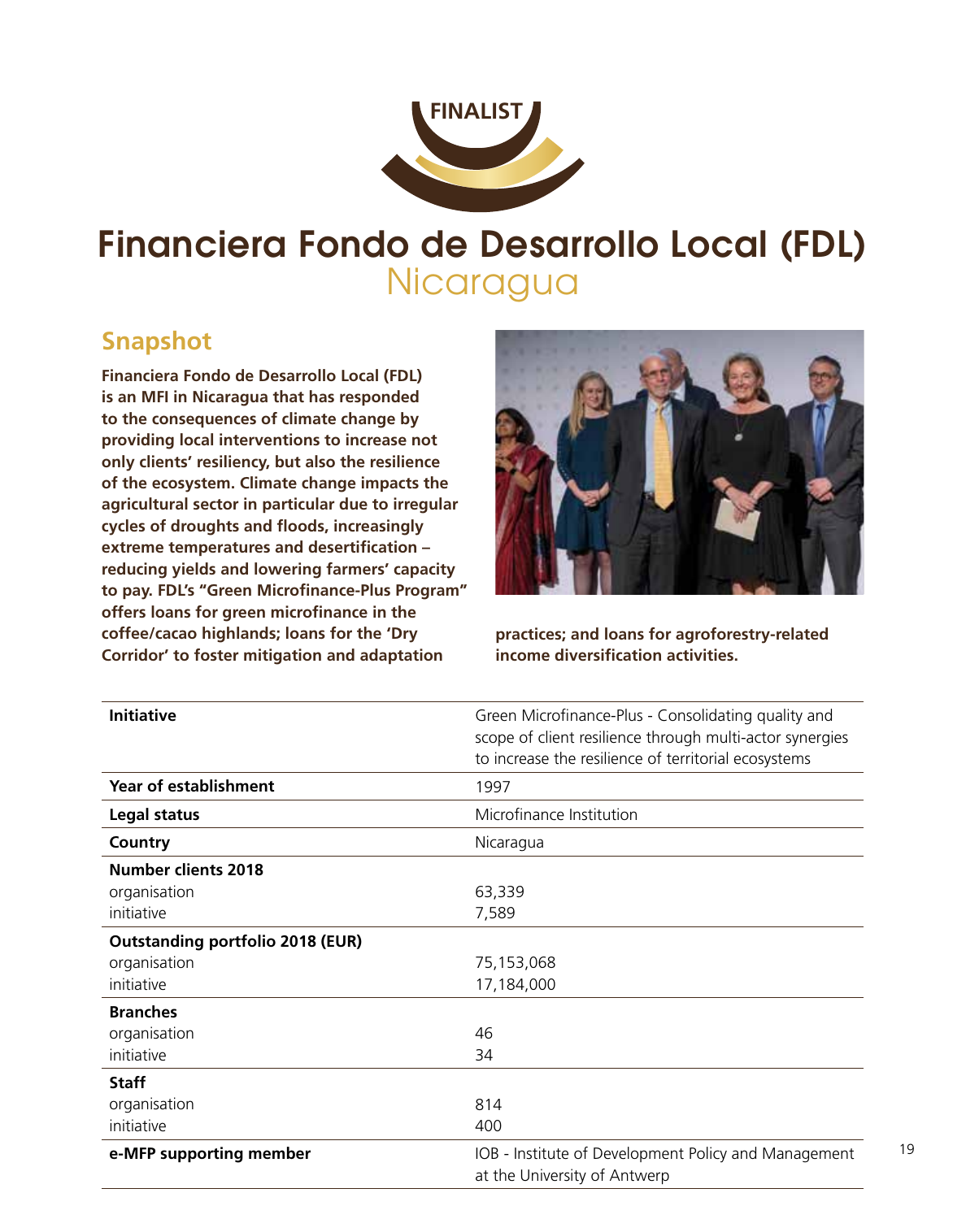FINALIST

# Financiera Fondo de Desarrollo Local (FDL)

## Nicaragua

### Snapshot

**Financiera Fondo de Desarrollo Local (FDL) is an MFI in Nicaragua that has responded to the consequences of climate change by providing local interventions to increase not only clients' resiliency, but also the resilience of the ecosystem. Climate change impacts the agricultural sector in particular due to irregular cycles of droughts and floods, increasingly extreme temperatures and desertification – reducing yields and lowering farmers' capacity to pay. FDL's "Green Microfinance-Plus Program" offers loans for green microfinance in the coffee/cacao highlands; loans for the 'Dry Corridor' to foster mitigation and adaptation practices; and loans for agroforestry-related income diversification activities.**

| | |
|---|---|
| **Initiative** | Green Microfinance-Plus - Consolidating quality and scope of client resilience through multi-actor synergies to increase the resilience of territorial ecosystems |
| **Year of establishment** | 1997 |
| **Legal status** | Microfinance Institution |
| **Country** | Nicaragua |
| **Number clients 2018** | |
| organisation | 63,339 |
| initiative | 7,589 |
| **Outstanding portfolio 2018 (EUR)** | |
| organisation | 75,153,068 |
| initiative | 17,184,000 |
| **Branches** | |
| organisation | 46 |
| initiative | 34 |
| **Staff** | |
| organisation | 814 |
| initiative | 400 |
| **e-MFP supporting member** | IOB - Institute of Development Policy and Management at the University of Antwerp |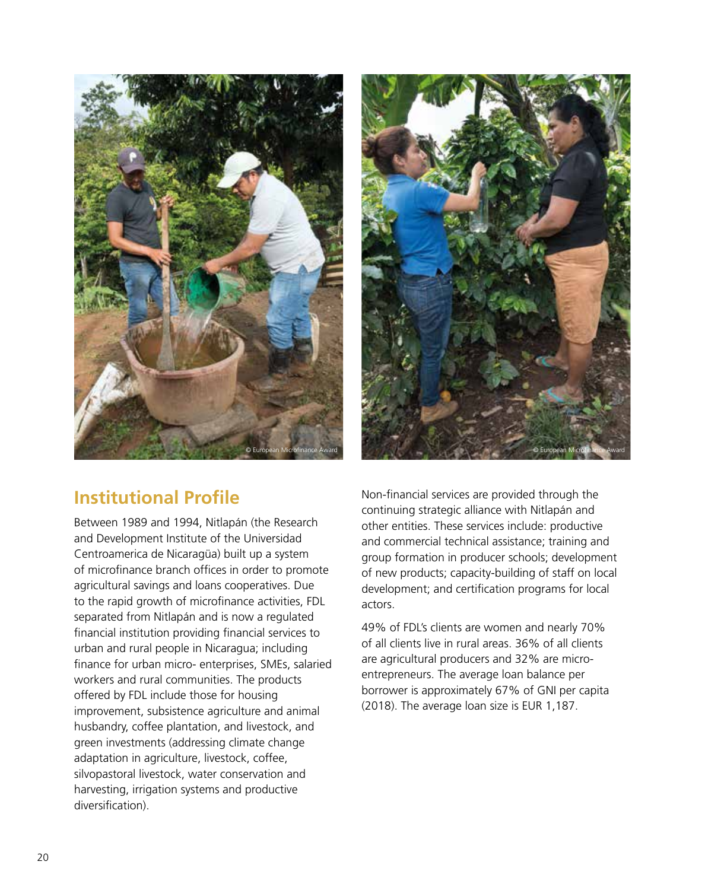## Institutional Profile

Between 1989 and 1994, Nitlapán (the Research and Development Institute of the Universidad Centroamerica de Nicaragüa) built up a system of microfinance branch offices in order to promote agricultural savings and loans cooperatives. Due to the rapid growth of microfinance activities, FDL separated from Nitlapán and is now a regulated financial institution providing financial services to urban and rural people in Nicaragua; including finance for urban micro- enterprises, SMEs, salaried workers and rural communities. The products offered by FDL include those for housing improvement, subsistence agriculture and animal husbandry, coffee plantation, and livestock, and green investments (addressing climate change adaptation in agriculture, livestock, coffee, silvopastoral livestock, water conservation and harvesting, irrigation systems and productive diversification).

Non-financial services are provided through the continuing strategic alliance with Nitlapán and other entities. These services include: productive and commercial technical assistance; training and group formation in producer schools; development of new products; capacity-building of staff on local development; and certification programs for local actors.

49% of FDL's clients are women and nearly 70% of all clients live in rural areas. 36% of all clients are agricultural producers and 32% are micro-entrepreneurs. The average loan balance per borrower is approximately 67% of GNI per capita (2018). The average loan size is EUR 1,187.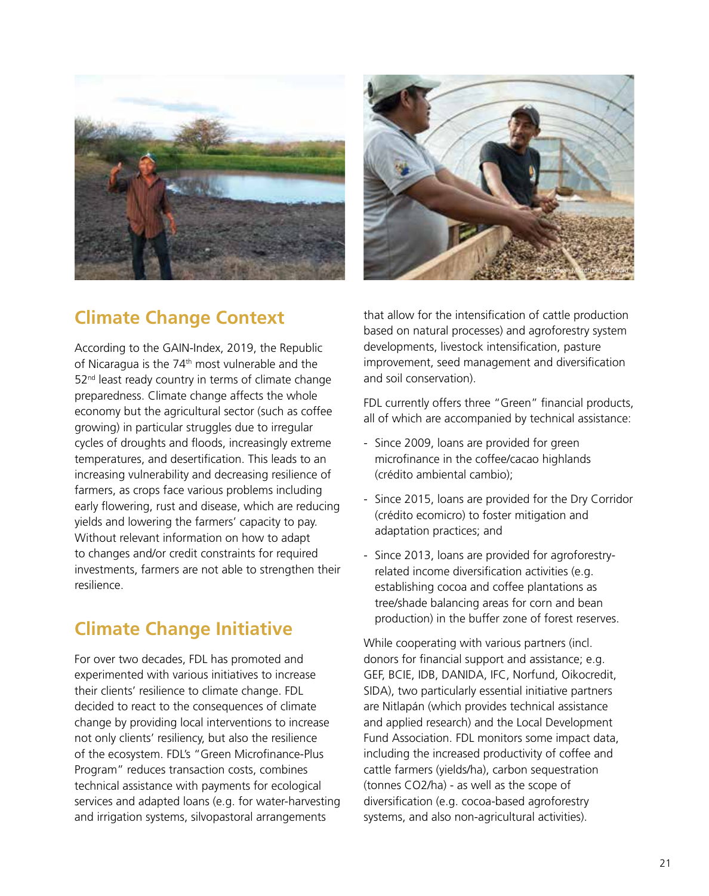## Climate Change Context

According to the GAIN-Index, 2019, the Republic of Nicaragua is the 74th most vulnerable and the 52nd least ready country in terms of climate change preparedness. Climate change affects the whole economy but the agricultural sector (such as coffee growing) in particular struggles due to irregular cycles of droughts and floods, increasingly extreme temperatures, and desertification. This leads to an increasing vulnerability and decreasing resilience of farmers, as crops face various problems including early flowering, rust and disease, which are reducing yields and lowering the farmers' capacity to pay. Without relevant information on how to adapt to changes and/or credit constraints for required investments, farmers are not able to strengthen their resilience.

## Climate Change Initiative

For over two decades, FDL has promoted and experimented with various initiatives to increase their clients' resilience to climate change. FDL decided to react to the consequences of climate change by providing local interventions to increase not only clients' resiliency, but also the resilience of the ecosystem. FDL's "Green Microfinance-Plus Program" reduces transaction costs, combines technical assistance with payments for ecological services and adapted loans (e.g. for water-harvesting and irrigation systems, silvopastoral arrangements that allow for the intensification of cattle production based on natural processes) and agroforestry system developments, livestock intensification, pasture improvement, seed management and diversification and soil conservation).

FDL currently offers three "Green" financial products, all of which are accompanied by technical assistance:

- Since 2009, loans are provided for green microfinance in the coffee/cacao highlands (crédito ambiental cambio);
- Since 2015, loans are provided for the Dry Corridor (crédito ecomicro) to foster mitigation and adaptation practices; and
- Since 2013, loans are provided for agroforestry-related income diversification activities (e.g. establishing cocoa and coffee plantations as tree/shade balancing areas for corn and bean production) in the buffer zone of forest reserves.

While cooperating with various partners (incl. donors for financial support and assistance; e.g. GEF, BCIE, IDB, DANIDA, IFC, Norfund, Oikocredit, SIDA), two particularly essential initiative partners are Nitlapán (which provides technical assistance and applied research) and the Local Development Fund Association. FDL monitors some impact data, including the increased productivity of coffee and cattle farmers (yields/ha), carbon sequestration (tonnes $CO_2$/ha) - as well as the scope of diversification (e.g. cocoa-based agroforestry systems, and also non-agricultural activities).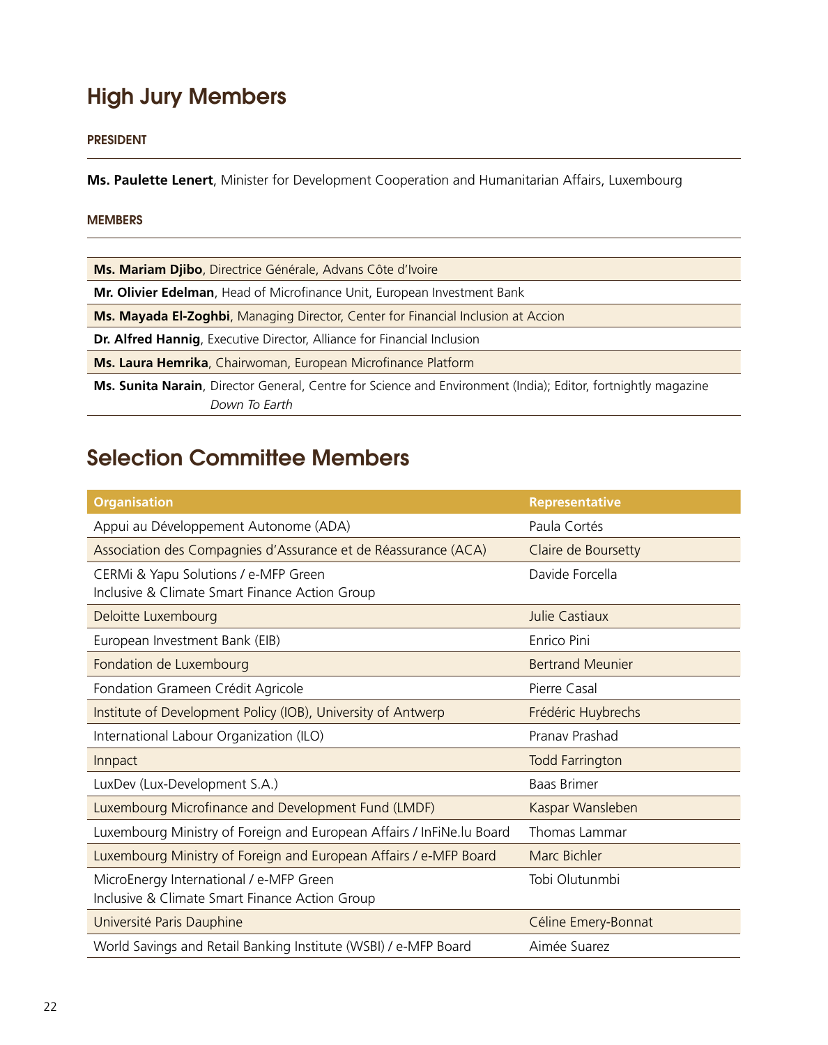## High Jury Members

**PRESIDENT**

**Ms. Paulette Lenert**, Minister for Development Cooperation and Humanitarian Affairs, Luxembourg

**MEMBERS**

**Ms. Mariam Djibo**, Directrice Générale, Advans Côte d'Ivoire

**Mr. Olivier Edelman**, Head of Microfinance Unit, European Investment Bank

**Ms. Mayada El-Zoghbi**, Managing Director, Center for Financial Inclusion at Accion

**Dr. Alfred Hannig**, Executive Director, Alliance for Financial Inclusion

**Ms. Laura Hemrika**, Chairwoman, European Microfinance Platform

**Ms. Sunita Narain**, Director General, Centre for Science and Environment (India); Editor, fortnightly magazine *Down To Earth*

## Selection Committee Members

| Organisation | Representative |
|---|---|
| Appui au Développement Autonome (ADA) | Paula Cortés |
| Association des Compagnies d'Assurance et de Réassurance (ACA) | Claire de Boursetty |
| CERMi & Yapu Solutions / e-MFP Green Inclusive & Climate Smart Finance Action Group | Davide Forcella |
| Deloitte Luxembourg | Julie Castiaux |
| European Investment Bank (EIB) | Enrico Pini |
| Fondation de Luxembourg | Bertrand Meunier |
| Fondation Grameen Crédit Agricole | Pierre Casal |
| Institute of Development Policy (IOB), University of Antwerp | Frédéric Huybrechs |
| International Labour Organization (ILO) | Pranav Prashad |
| Innpact | Todd Farrington |
| LuxDev (Lux-Development S.A.) | Baas Brimer |
| Luxembourg Microfinance and Development Fund (LMDF) | Kaspar Wansleben |
| Luxembourg Ministry of Foreign and European Affairs / InFiNe.lu Board | Thomas Lammar |
| Luxembourg Ministry of Foreign and European Affairs / e-MFP Board | Marc Bichler |
| MicroEnergy International / e-MFP Green Inclusive & Climate Smart Finance Action Group | Tobi Olutunmbi |
| Université Paris Dauphine | Céline Emery-Bonnat |
| World Savings and Retail Banking Institute (WSBI) / e-MFP Board | Aimée Suarez |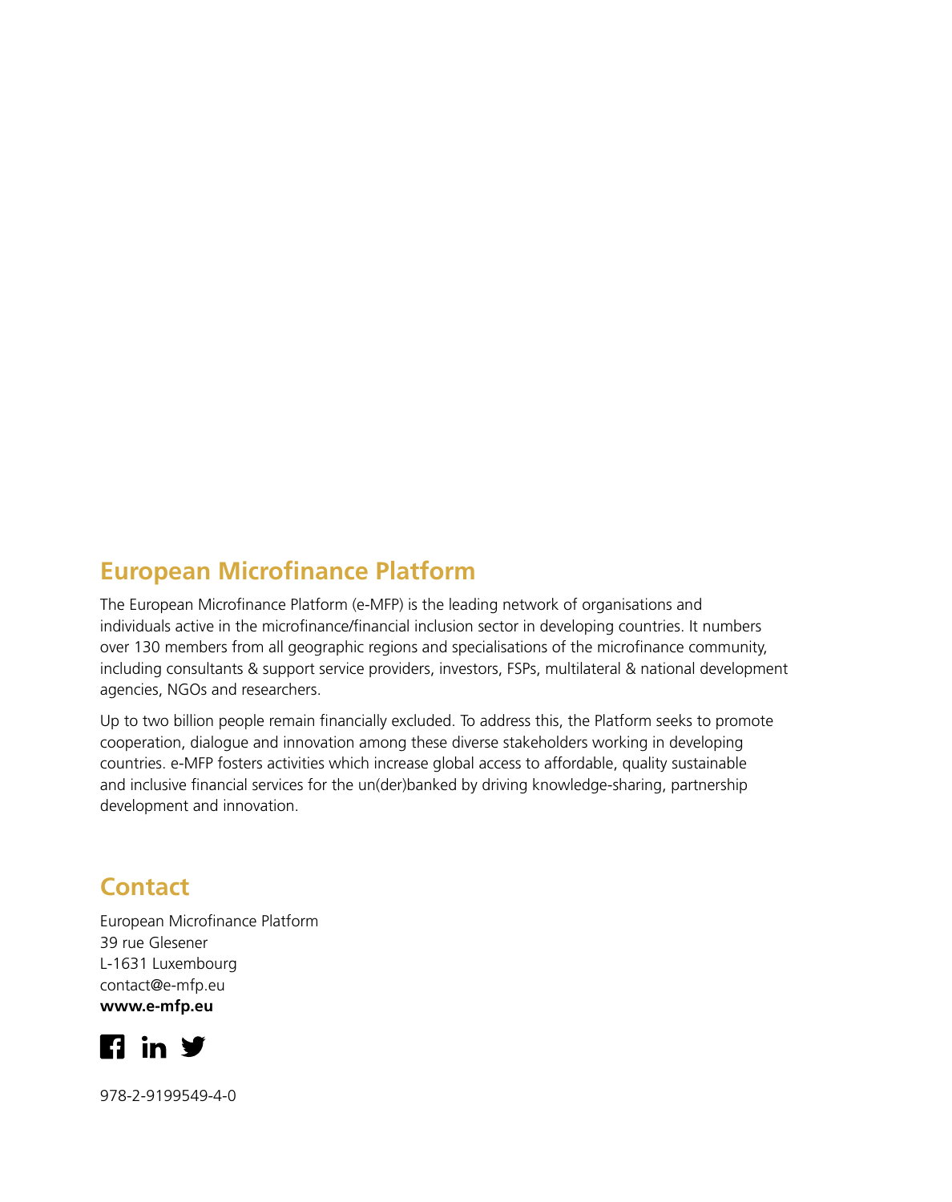## European Microfinance Platform

The European Microfinance Platform (e-MFP) is the leading network of organisations and individuals active in the microfinance/financial inclusion sector in developing countries. It numbers over 130 members from all geographic regions and specialisations of the microfinance community, including consultants & support service providers, investors, FSPs, multilateral & national development agencies, NGOs and researchers.

Up to two billion people remain financially excluded. To address this, the Platform seeks to promote cooperation, dialogue and innovation among these diverse stakeholders working in developing countries. e-MFP fosters activities which increase global access to affordable, quality sustainable and inclusive financial services for the un(der)banked by driving knowledge-sharing, partnership development and innovation.

## Contact

European Microfinance Platform
39 rue Glesener
L-1631 Luxembourg
contact@e-mfp.eu
**www.e-mfp.eu**

978-2-9199549-4-0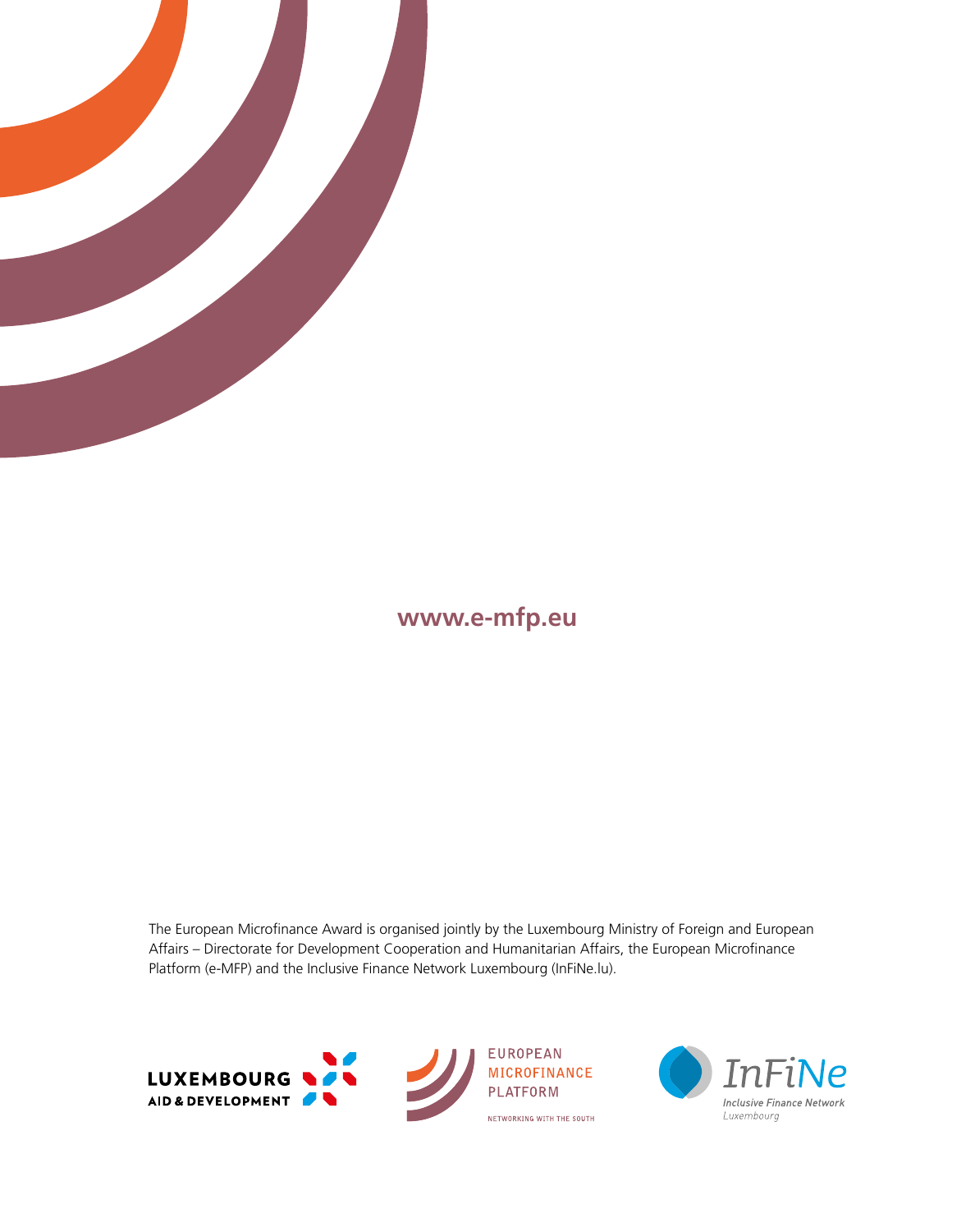**www.e-mfp.eu**

The European Microfinance Award is organised jointly by the Luxembourg Ministry of Foreign and European Affairs – Directorate for Development Cooperation and Humanitarian Affairs, the European Microfinance Platform (e-MFP) and the Inclusive Finance Network Luxembourg (InFiNe.lu).

LUXEMBOURG AID & DEVELOPMENT

EUROPEAN MICROFINANCE PLATFORM

NETWORKING WITH THE SOUTH

InFiNe

Inclusive Finance Network Luxembourg